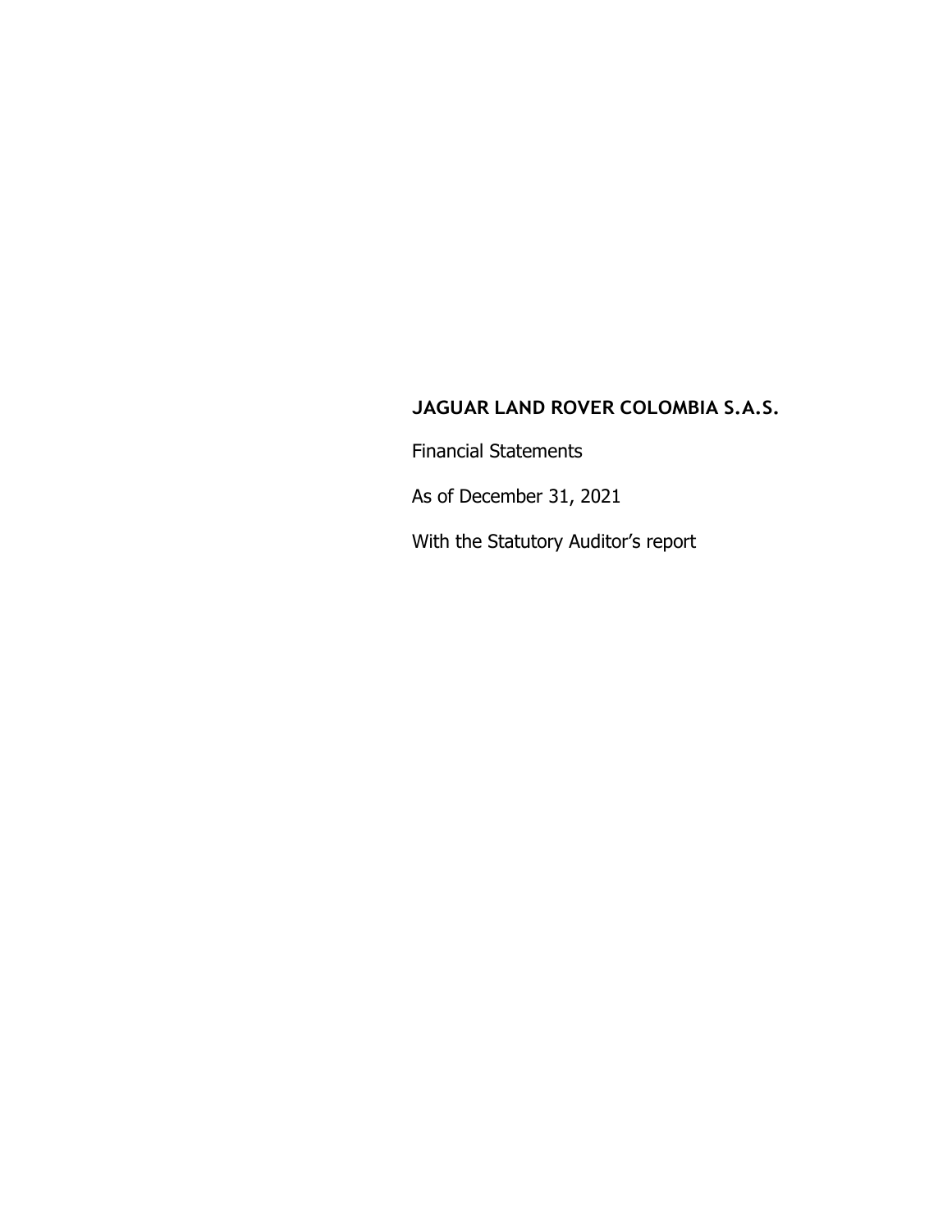# JAGUAR LAND ROVER COLOMBIA S.A.S.

Financial Statements

As of December 31, 2021

With the Statutory Auditor's report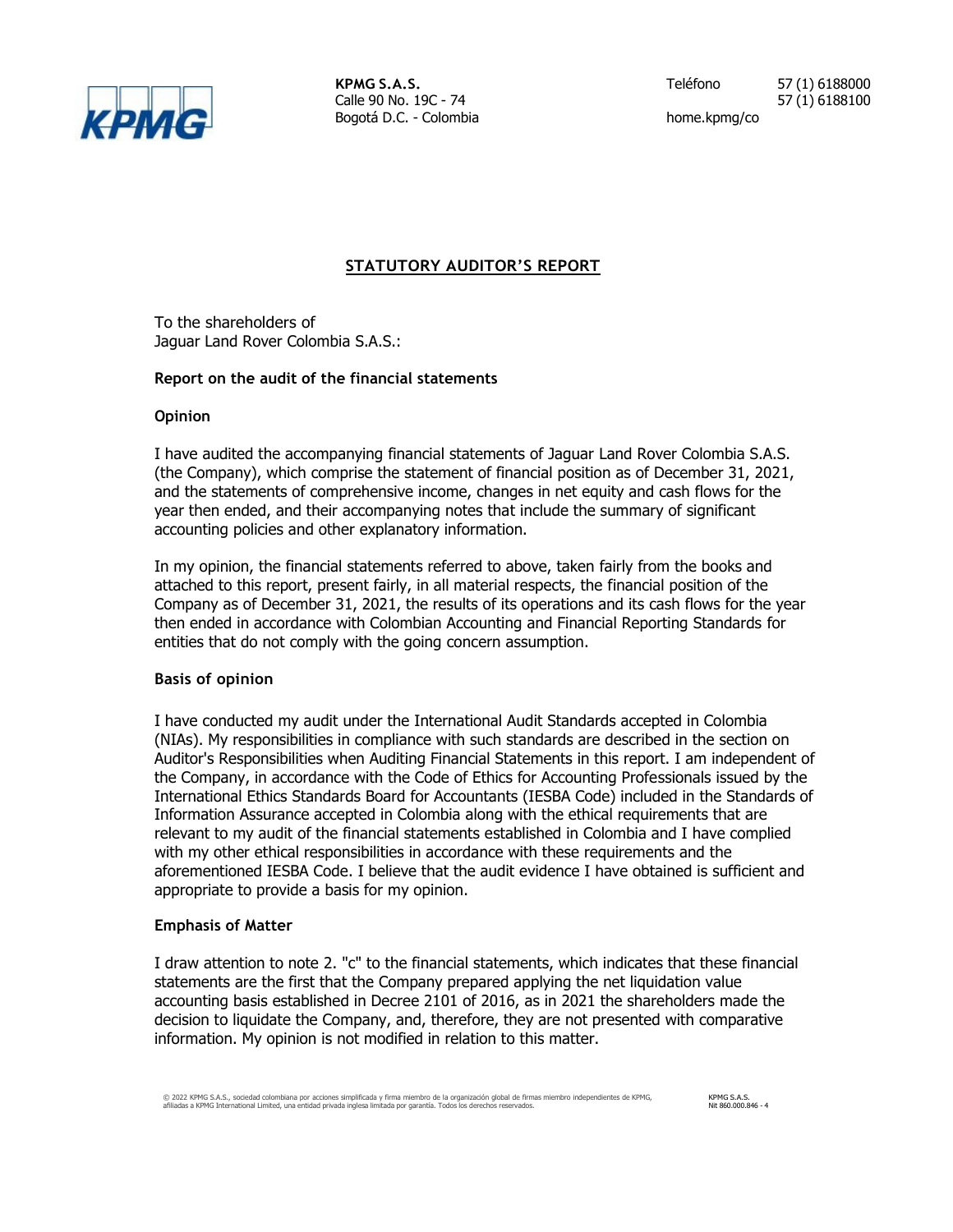KPMG S.A.S.
Calle 90 No. 19C - 74
Bogotá D.C. - Colombia

Teléfono 57 (1) 6188000
57 (1) 6188100

home.kpmg/co

## STATUTORY AUDITOR'S REPORT

To the shareholders of
Jaguar Land Rover Colombia S.A.S.:

**Report on the audit of the financial statements**

**Opinion**

I have audited the accompanying financial statements of Jaguar Land Rover Colombia S.A.S. (the Company), which comprise the statement of financial position as of December 31, 2021, and the statements of comprehensive income, changes in net equity and cash flows for the year then ended, and their accompanying notes that include the summary of significant accounting policies and other explanatory information.

In my opinion, the financial statements referred to above, taken fairly from the books and attached to this report, present fairly, in all material respects, the financial position of the Company as of December 31, 2021, the results of its operations and its cash flows for the year then ended in accordance with Colombian Accounting and Financial Reporting Standards for entities that do not comply with the going concern assumption.

**Basis of opinion**

I have conducted my audit under the International Audit Standards accepted in Colombia (NIAs). My responsibilities in compliance with such standards are described in the section on Auditor's Responsibilities when Auditing Financial Statements in this report. I am independent of the Company, in accordance with the Code of Ethics for Accounting Professionals issued by the International Ethics Standards Board for Accountants (IESBA Code) included in the Standards of Information Assurance accepted in Colombia along with the ethical requirements that are relevant to my audit of the financial statements established in Colombia and I have complied with my other ethical responsibilities in accordance with these requirements and the aforementioned IESBA Code. I believe that the audit evidence I have obtained is sufficient and appropriate to provide a basis for my opinion.

**Emphasis of Matter**

I draw attention to note 2. "c" to the financial statements, which indicates that these financial statements are the first that the Company prepared applying the net liquidation value accounting basis established in Decree 2101 of 2016, as in 2021 the shareholders made the decision to liquidate the Company, and, therefore, they are not presented with comparative information. My opinion is not modified in relation to this matter.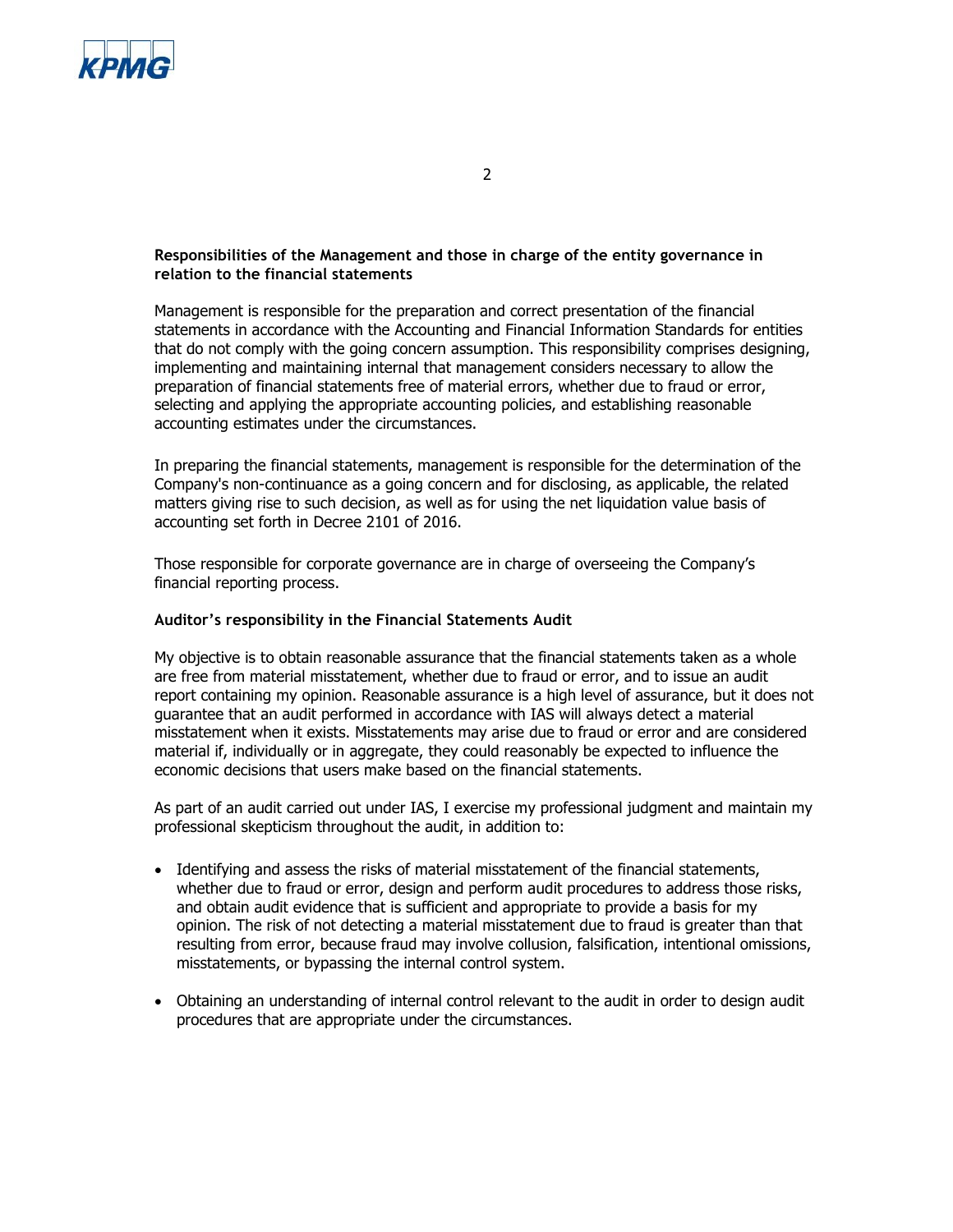**Responsibilities of the Management and those in charge of the entity governance in relation to the financial statements**

Management is responsible for the preparation and correct presentation of the financial statements in accordance with the Accounting and Financial Information Standards for entities that do not comply with the going concern assumption. This responsibility comprises designing, implementing and maintaining internal that management considers necessary to allow the preparation of financial statements free of material errors, whether due to fraud or error, selecting and applying the appropriate accounting policies, and establishing reasonable accounting estimates under the circumstances.

In preparing the financial statements, management is responsible for the determination of the Company's non-continuance as a going concern and for disclosing, as applicable, the related matters giving rise to such decision, as well as for using the net liquidation value basis of accounting set forth in Decree 2101 of 2016.

Those responsible for corporate governance are in charge of overseeing the Company's financial reporting process.

**Auditor's responsibility in the Financial Statements Audit**

My objective is to obtain reasonable assurance that the financial statements taken as a whole are free from material misstatement, whether due to fraud or error, and to issue an audit report containing my opinion. Reasonable assurance is a high level of assurance, but it does not guarantee that an audit performed in accordance with IAS will always detect a material misstatement when it exists. Misstatements may arise due to fraud or error and are considered material if, individually or in aggregate, they could reasonably be expected to influence the economic decisions that users make based on the financial statements.

As part of an audit carried out under IAS, I exercise my professional judgment and maintain my professional skepticism throughout the audit, in addition to:

- Identifying and assess the risks of material misstatement of the financial statements, whether due to fraud or error, design and perform audit procedures to address those risks, and obtain audit evidence that is sufficient and appropriate to provide a basis for my opinion. The risk of not detecting a material misstatement due to fraud is greater than that resulting from error, because fraud may involve collusion, falsification, intentional omissions, misstatements, or bypassing the internal control system.

- Obtaining an understanding of internal control relevant to the audit in order to design audit procedures that are appropriate under the circumstances.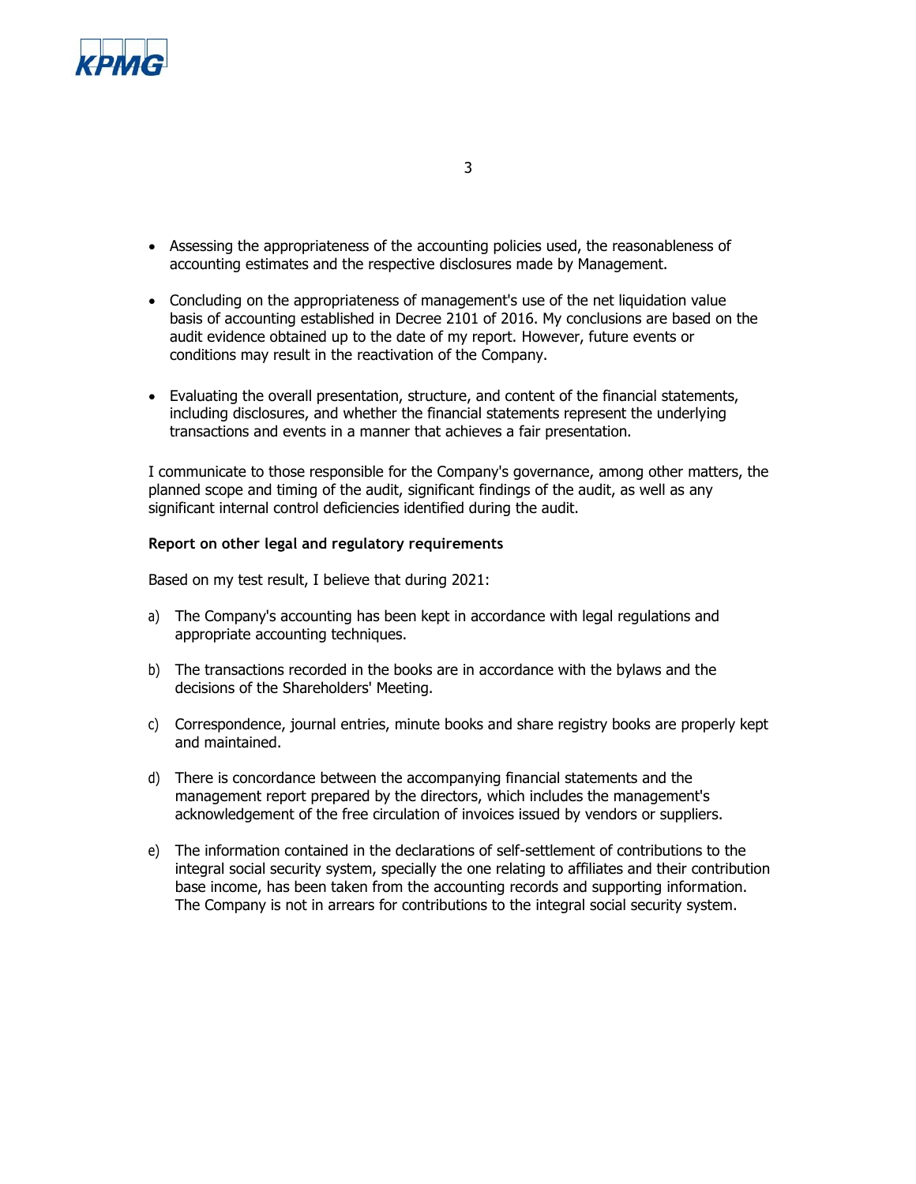- Assessing the appropriateness of the accounting policies used, the reasonableness of accounting estimates and the respective disclosures made by Management.

- Concluding on the appropriateness of management's use of the net liquidation value basis of accounting established in Decree 2101 of 2016. My conclusions are based on the audit evidence obtained up to the date of my report. However, future events or conditions may result in the reactivation of the Company.

- Evaluating the overall presentation, structure, and content of the financial statements, including disclosures, and whether the financial statements represent the underlying transactions and events in a manner that achieves a fair presentation.

I communicate to those responsible for the Company's governance, among other matters, the planned scope and timing of the audit, significant findings of the audit, as well as any significant internal control deficiencies identified during the audit.

**Report on other legal and regulatory requirements**

Based on my test result, I believe that during 2021:

a) The Company's accounting has been kept in accordance with legal regulations and appropriate accounting techniques.

b) The transactions recorded in the books are in accordance with the bylaws and the decisions of the Shareholders' Meeting.

c) Correspondence, journal entries, minute books and share registry books are properly kept and maintained.

d) There is concordance between the accompanying financial statements and the management report prepared by the directors, which includes the management's acknowledgement of the free circulation of invoices issued by vendors or suppliers.

e) The information contained in the declarations of self-settlement of contributions to the integral social security system, specially the one relating to affiliates and their contribution base income, has been taken from the accounting records and supporting information. The Company is not in arrears for contributions to the integral social security system.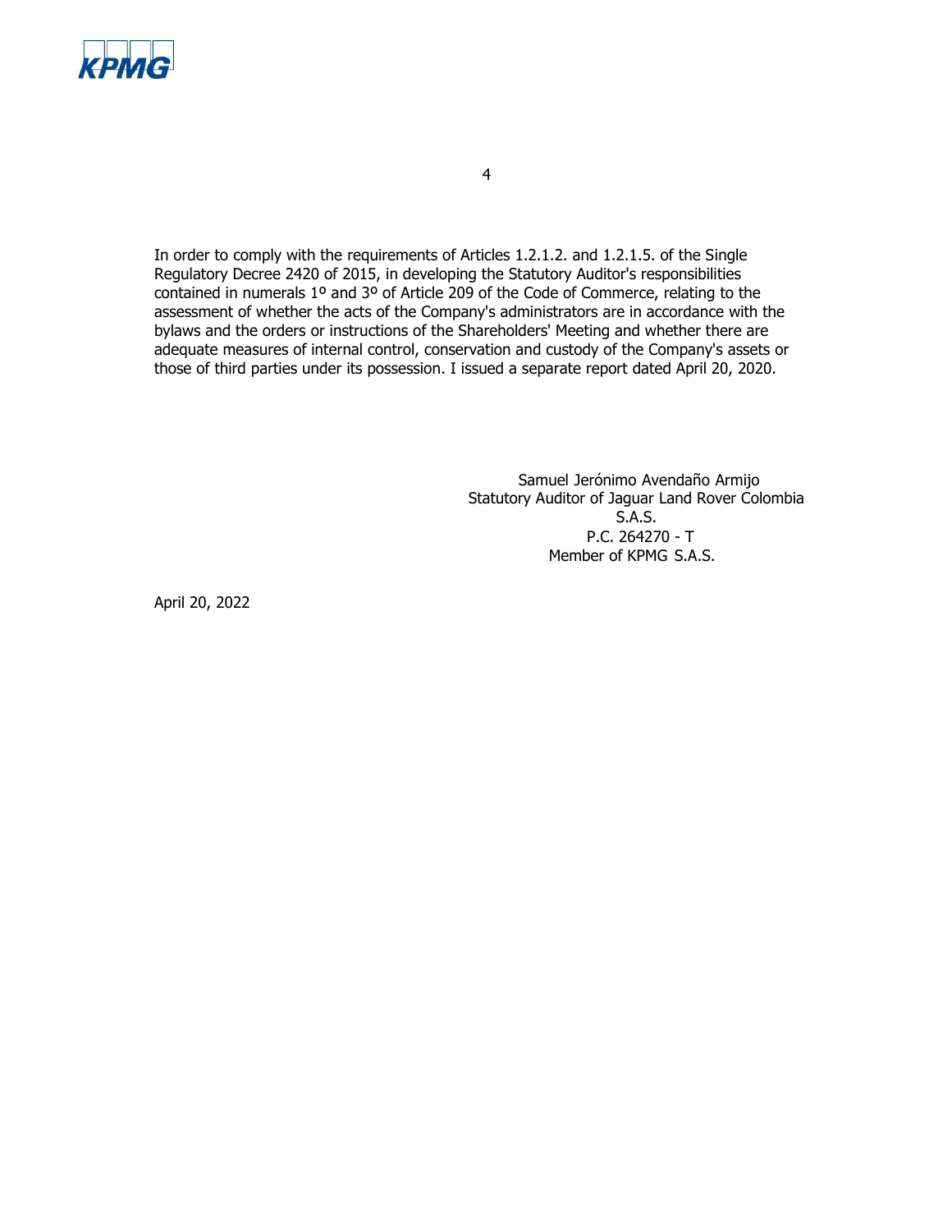In order to comply with the requirements of Articles 1.2.1.2. and 1.2.1.5. of the Single Regulatory Decree 2420 of 2015, in developing the Statutory Auditor's responsibilities contained in numerals 1º and 3º of Article 209 of the Code of Commerce, relating to the assessment of whether the acts of the Company's administrators are in accordance with the bylaws and the orders or instructions of the Shareholders' Meeting and whether there are adequate measures of internal control, conservation and custody of the Company's assets or those of third parties under its possession. I issued a separate report dated April 20, 2020.

Samuel Jerónimo Avendaño Armijo
Statutory Auditor of Jaguar Land Rover Colombia S.A.S.
P.C. 264270 - T
Member of KPMG S.A.S.

April 20, 2022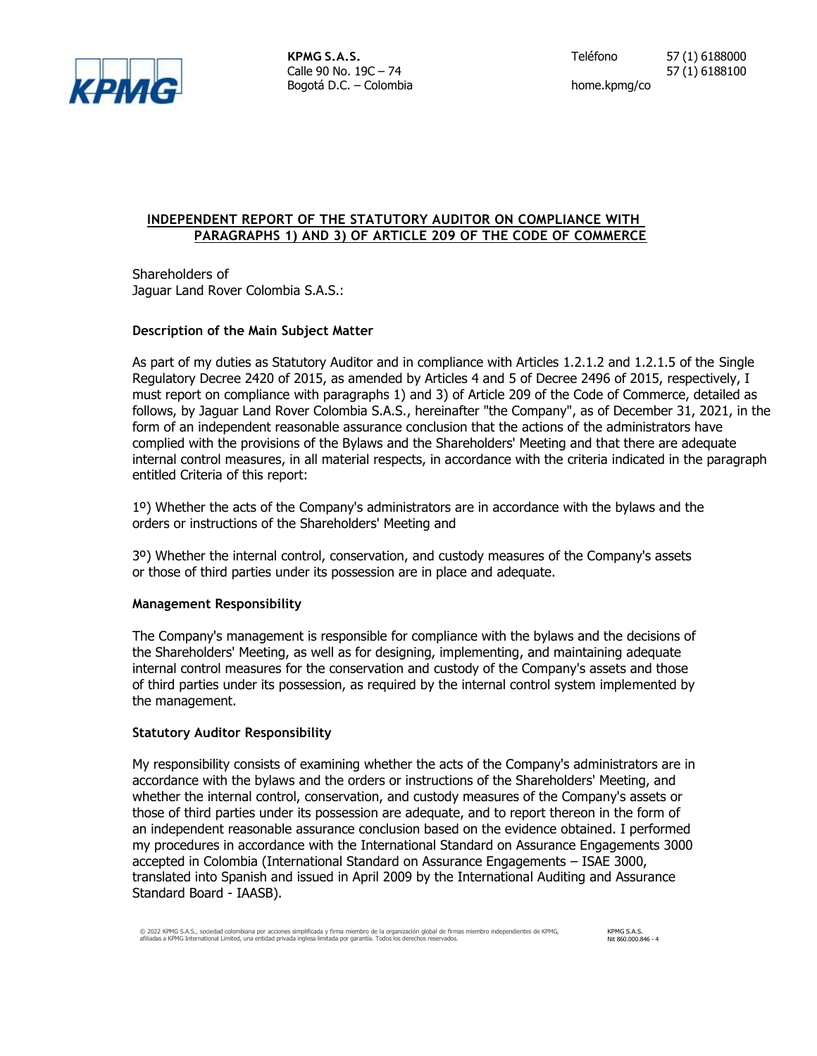**KPMG S.A.S.**
Calle 90 No. 19C – 74
Bogotá D.C. – Colombia

Teléfono 57 (1) 6188000
57 (1) 6188100

home.kpmg/co

## INDEPENDENT REPORT OF THE STATUTORY AUDITOR ON COMPLIANCE WITH PARAGRAPHS 1) AND 3) OF ARTICLE 209 OF THE CODE OF COMMERCE

Shareholders of
Jaguar Land Rover Colombia S.A.S.:

### Description of the Main Subject Matter

As part of my duties as Statutory Auditor and in compliance with Articles 1.2.1.2 and 1.2.1.5 of the Single Regulatory Decree 2420 of 2015, as amended by Articles 4 and 5 of Decree 2496 of 2015, respectively, I must report on compliance with paragraphs 1) and 3) of Article 209 of the Code of Commerce, detailed as follows, by Jaguar Land Rover Colombia S.A.S., hereinafter "the Company", as of December 31, 2021, in the form of an independent reasonable assurance conclusion that the actions of the administrators have complied with the provisions of the Bylaws and the Shareholders' Meeting and that there are adequate internal control measures, in all material respects, in accordance with the criteria indicated in the paragraph entitled Criteria of this report:

1º) Whether the acts of the Company's administrators are in accordance with the bylaws and the orders or instructions of the Shareholders' Meeting and

3º) Whether the internal control, conservation, and custody measures of the Company's assets or those of third parties under its possession are in place and adequate.

### Management Responsibility

The Company's management is responsible for compliance with the bylaws and the decisions of the Shareholders' Meeting, as well as for designing, implementing, and maintaining adequate internal control measures for the conservation and custody of the Company's assets and those of third parties under its possession, as required by the internal control system implemented by the management.

### Statutory Auditor Responsibility

My responsibility consists of examining whether the acts of the Company's administrators are in accordance with the bylaws and the orders or instructions of the Shareholders' Meeting, and whether the internal control, conservation, and custody measures of the Company's assets or those of third parties under its possession are adequate, and to report thereon in the form of an independent reasonable assurance conclusion based on the evidence obtained. I performed my procedures in accordance with the International Standard on Assurance Engagements 3000 accepted in Colombia (International Standard on Assurance Engagements – ISAE 3000, translated into Spanish and issued in April 2009 by the International Auditing and Assurance Standard Board - IAASB).

© 2022 KPMG S.A.S., sociedad colombiana por acciones simplificada y firma miembro de la organización global de firmas miembro independientes de KPMG, afiliadas a KPMG International Limited, una entidad privada inglesa limitada por garantía. Todos los derechos reservados.

KPMG S.A.S.
Nit 860.000.846 - 4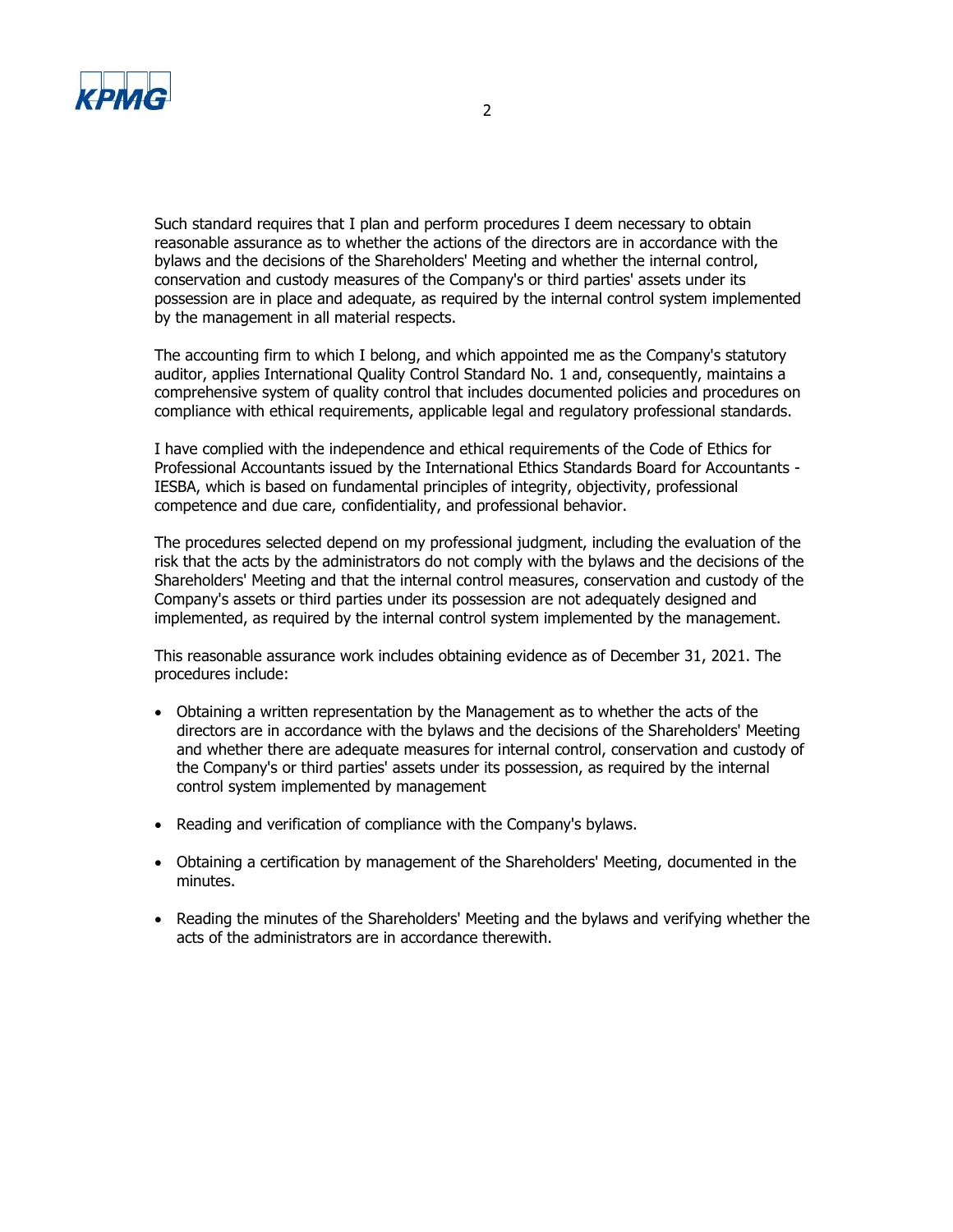Such standard requires that I plan and perform procedures I deem necessary to obtain reasonable assurance as to whether the actions of the directors are in accordance with the bylaws and the decisions of the Shareholders' Meeting and whether the internal control, conservation and custody measures of the Company's or third parties' assets under its possession are in place and adequate, as required by the internal control system implemented by the management in all material respects.

The accounting firm to which I belong, and which appointed me as the Company's statutory auditor, applies International Quality Control Standard No. 1 and, consequently, maintains a comprehensive system of quality control that includes documented policies and procedures on compliance with ethical requirements, applicable legal and regulatory professional standards.

I have complied with the independence and ethical requirements of the Code of Ethics for Professional Accountants issued by the International Ethics Standards Board for Accountants - IESBA, which is based on fundamental principles of integrity, objectivity, professional competence and due care, confidentiality, and professional behavior.

The procedures selected depend on my professional judgment, including the evaluation of the risk that the acts by the administrators do not comply with the bylaws and the decisions of the Shareholders' Meeting and that the internal control measures, conservation and custody of the Company's assets or third parties under its possession are not adequately designed and implemented, as required by the internal control system implemented by the management.

This reasonable assurance work includes obtaining evidence as of December 31, 2021. The procedures include:

- Obtaining a written representation by the Management as to whether the acts of the directors are in accordance with the bylaws and the decisions of the Shareholders' Meeting and whether there are adequate measures for internal control, conservation and custody of the Company's or third parties' assets under its possession, as required by the internal control system implemented by management

- Reading and verification of compliance with the Company's bylaws.

- Obtaining a certification by management of the Shareholders' Meeting, documented in the minutes.

- Reading the minutes of the Shareholders' Meeting and the bylaws and verifying whether the acts of the administrators are in accordance therewith.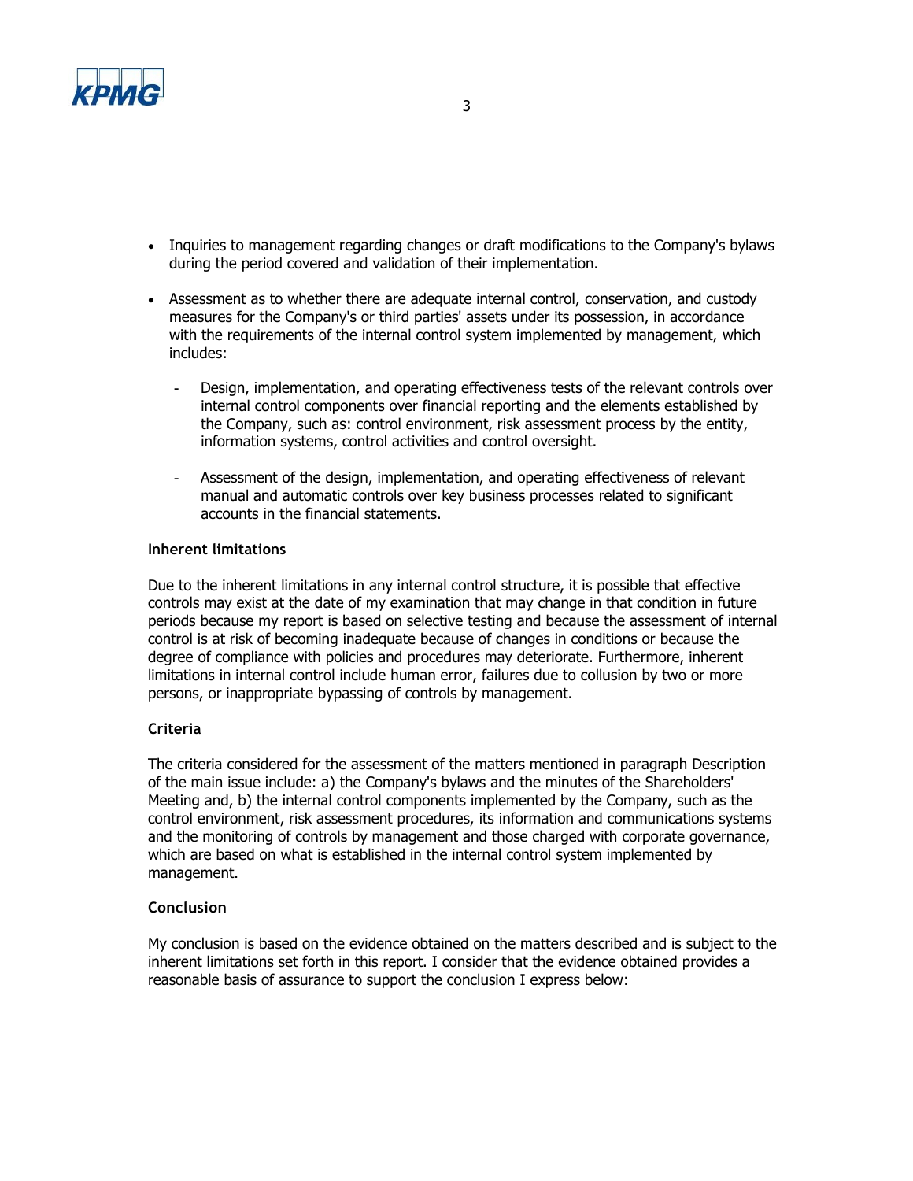- Inquiries to management regarding changes or draft modifications to the Company's bylaws during the period covered and validation of their implementation.

- Assessment as to whether there are adequate internal control, conservation, and custody measures for the Company's or third parties' assets under its possession, in accordance with the requirements of the internal control system implemented by management, which includes:

  - Design, implementation, and operating effectiveness tests of the relevant controls over internal control components over financial reporting and the elements established by the Company, such as: control environment, risk assessment process by the entity, information systems, control activities and control oversight.

  - Assessment of the design, implementation, and operating effectiveness of relevant manual and automatic controls over key business processes related to significant accounts in the financial statements.

**Inherent limitations**

Due to the inherent limitations in any internal control structure, it is possible that effective controls may exist at the date of my examination that may change in that condition in future periods because my report is based on selective testing and because the assessment of internal control is at risk of becoming inadequate because of changes in conditions or because the degree of compliance with policies and procedures may deteriorate. Furthermore, inherent limitations in internal control include human error, failures due to collusion by two or more persons, or inappropriate bypassing of controls by management.

**Criteria**

The criteria considered for the assessment of the matters mentioned in paragraph Description of the main issue include: a) the Company's bylaws and the minutes of the Shareholders' Meeting and, b) the internal control components implemented by the Company, such as the control environment, risk assessment procedures, its information and communications systems and the monitoring of controls by management and those charged with corporate governance, which are based on what is established in the internal control system implemented by management.

**Conclusion**

My conclusion is based on the evidence obtained on the matters described and is subject to the inherent limitations set forth in this report. I consider that the evidence obtained provides a reasonable basis of assurance to support the conclusion I express below: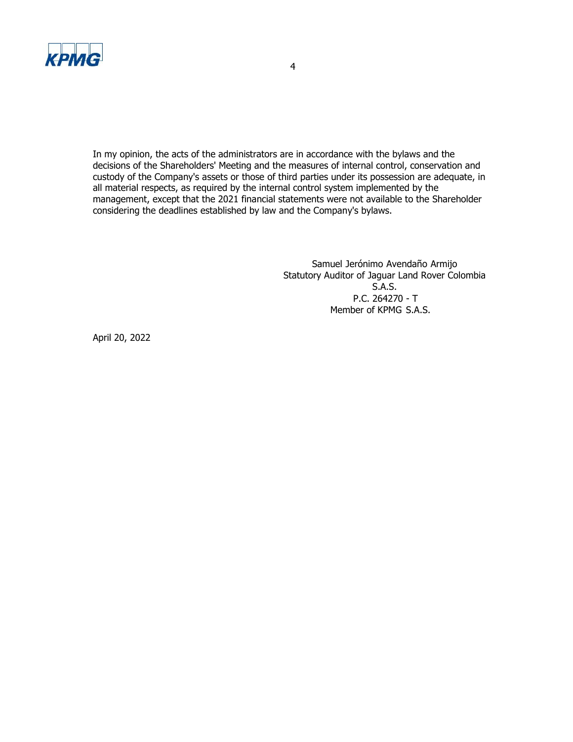In my opinion, the acts of the administrators are in accordance with the bylaws and the decisions of the Shareholders' Meeting and the measures of internal control, conservation and custody of the Company's assets or those of third parties under its possession are adequate, in all material respects, as required by the internal control system implemented by the management, except that the 2021 financial statements were not available to the Shareholder considering the deadlines established by law and the Company's bylaws.

Samuel Jerónimo Avendaño Armijo
Statutory Auditor of Jaguar Land Rover Colombia S.A.S.
P.C. 264270 - T
Member of KPMG S.A.S.

April 20, 2022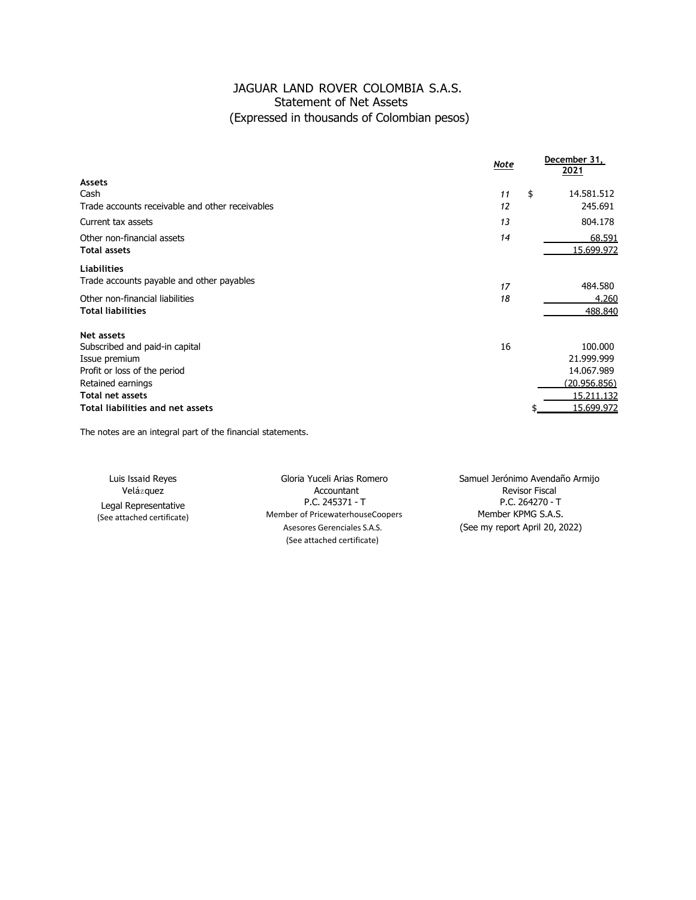# JAGUAR LAND ROVER COLOMBIA S.A.S.
## Statement of Net Assets
### (Expressed in thousands of Colombian pesos)

| | *Note* | December 31, 2021 |
|---|---|---|
| **Assets** | | |
| Cash | *11* | $ 14.581.512 |
| Trade accounts receivable and other receivables | *12* | 245.691 |
| Current tax assets | *13* | 804.178 |
| Other non-financial assets | *14* | 68.591 |
| **Total assets** | | 15.699.972 |
| **Liabilities** | | |
| Trade accounts payable and other payables | *17* | 484.580 |
| Other non-financial liabilities | *18* | 4.260 |
| **Total liabilities** | | 488.840 |
| **Net assets** | | |
| Subscribed and paid-in capital | 16 | 100.000 |
| Issue premium | | 21.999.999 |
| Profit or loss of the period | | 14.067.989 |
| Retained earnings | | (20.956.856) |
| **Total net assets** | | 15.211.132 |
| **Total liabilities and net assets** | | $ 15.699.972 |

The notes are an integral part of the financial statements.

| | | |
|---|---|---|
| Luis Issaid Reyes Velázquez | Gloria Yuceli Arias Romero | Samuel Jerónimo Avendaño Armijo |
| Legal Representative | Accountant | Revisor Fiscal |
| (See attached certificate) | P.C. 245371 - T | P.C. 264270 - T |
| | Member of PricewaterhouseCoopers Asesores Gerenciales S.A.S. | Member KPMG S.A.S. |
| | (See attached certificate) | (See my report April 20, 2022) |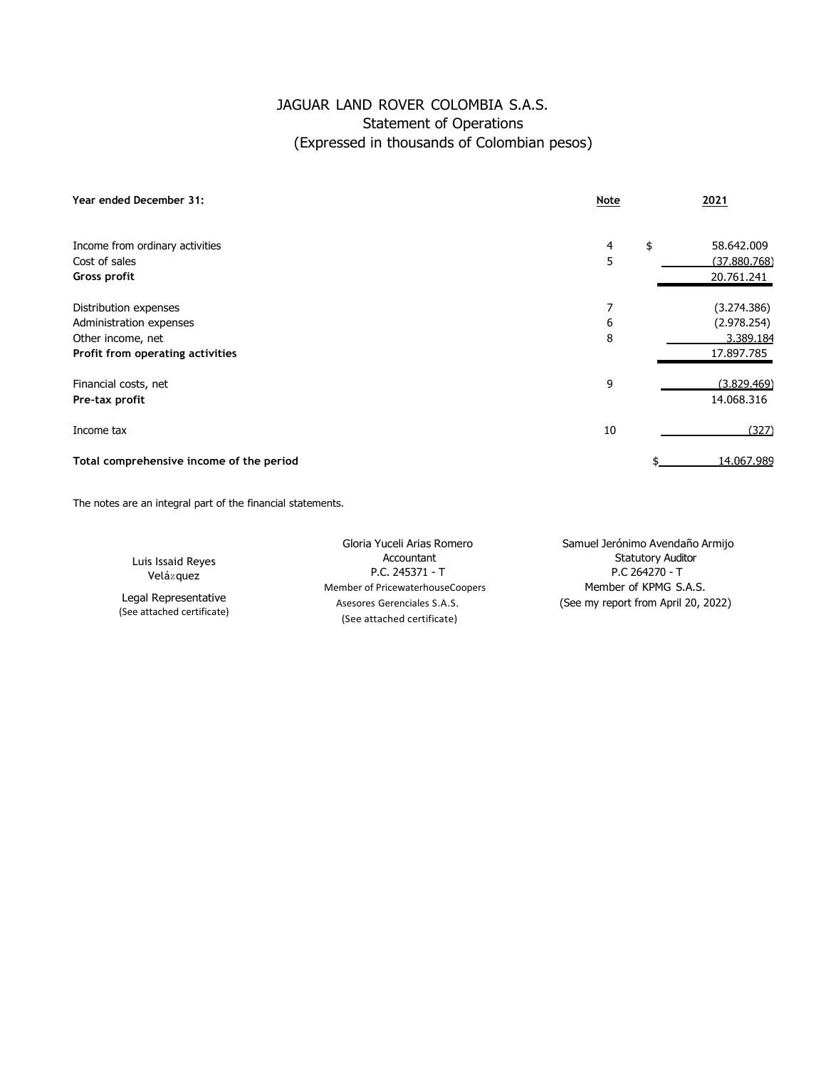# JAGUAR LAND ROVER COLOMBIA S.A.S.
## Statement of Operations
### (Expressed in thousands of Colombian pesos)

| **Year ended December 31:** | **Note** | | **2021** |
|---|---|---|---|
| Income from ordinary activities | 4 | $ | 58.642.009 |
| Cost of sales | 5 | | (37.880.768) |
| **Gross profit** | | | 20.761.241 |
| Distribution expenses | 7 | | (3.274.386) |
| Administration expenses | 6 | | (2.978.254) |
| Other income, net | 8 | | 3.389.184 |
| **Profit from operating activities** | | | 17.897.785 |
| Financial costs, net | 9 | | (3.829.469) |
| **Pre-tax profit** | | | 14.068.316 |
| Income tax | 10 | | (327) |
| **Total comprehensive income of the period** | | $ | 14.067.989 |

The notes are an integral part of the financial statements.

Luis Issaid Reyes Velázquez
Legal Representative
(See attached certificate)

Gloria Yuceli Arias Romero
Accountant
P.C. 245371 - T
Member of PricewaterhouseCoopers Asesores Gerenciales S.A.S.
(See attached certificate)

Samuel Jerónimo Avendaño Armijo
Statutory Auditor
P.C 264270 - T
Member of KPMG S.A.S.
(See my report from April 20, 2022)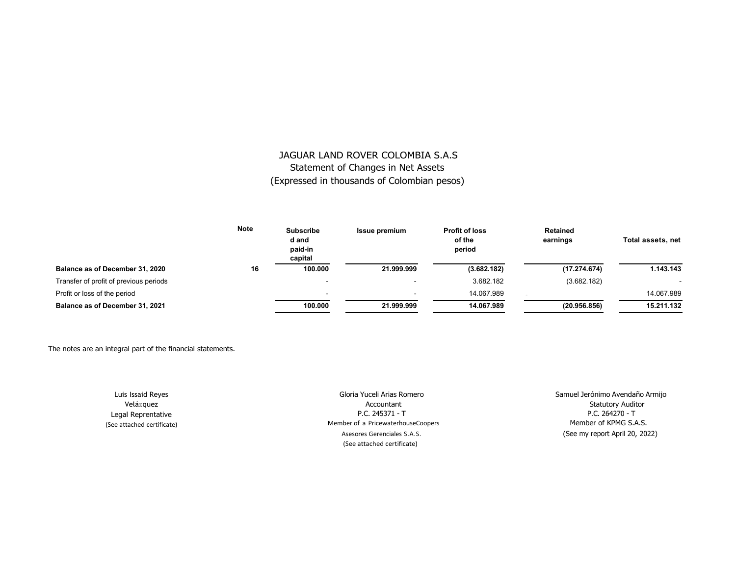# JAGUAR LAND ROVER COLOMBIA S.A.S

Statement of Changes in Net Assets

(Expressed in thousands of Colombian pesos)

| | Note | Subscribed and paid-in capital | Issue premium | Profit of loss of the period | Retained earnings | Total assets, net |
|---|---|---|---|---|---|---|
| **Balance as of December 31, 2020** | **16** | **100.000** | **21.999.999** | **(3.682.182)** | **(17.274.674)** | **1.143.143** |
| Transfer of profit of previous periods | | - | - | 3.682.182 | (3.682.182) | - |
| Profit or loss of the period | | - | - | 14.067.989 | - | 14.067.989 |
| **Balance as of December 31, 2021** | | **100.000** | **21.999.999** | **14.067.989** | **(20.956.856)** | **15.211.132** |

The notes are an integral part of the financial statements.

Luis Issaid Reyes Velázquez
Legal Reprentative
(See attached certificate)

Gloria Yuceli Arias Romero
Accountant
P.C. 245371 - T
Member of a PricewaterhouseCoopers Asesores Gerenciales S.A.S.
(See attached certificate)

Samuel Jerónimo Avendaño Armijo
Statutory Auditor
P.C. 264270 - T
Member of KPMG S.A.S.
(See my report April 20, 2022)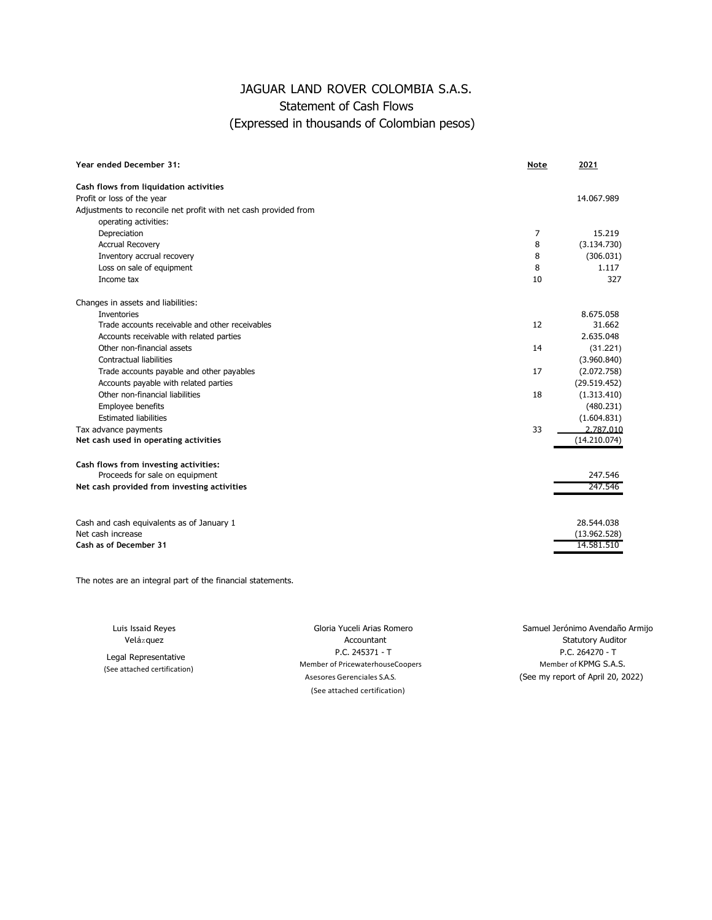# JAGUAR LAND ROVER COLOMBIA S.A.S.

## Statement of Cash Flows

### (Expressed in thousands of Colombian pesos)

| **Year ended December 31:** | **Note** | **2021** |
|---|---|---|
| **Cash flows from liquidation activities** | | |
| Profit or loss of the year | | 14.067.989 |
| Adjustments to reconcile net profit with net cash provided from operating activities: | | |
| Depreciation | 7 | 15.219 |
| Accrual Recovery | 8 | (3.134.730) |
| Inventory accrual recovery | 8 | (306.031) |
| Loss on sale of equipment | 8 | 1.117 |
| Income tax | 10 | 327 |
| Changes in assets and liabilities: | | |
| Inventories | | 8.675.058 |
| Trade accounts receivable and other receivables | 12 | 31.662 |
| Accounts receivable with related parties | | 2.635.048 |
| Other non-financial assets | 14 | (31.221) |
| Contractual liabilities | | (3.960.840) |
| Trade accounts payable and other payables | 17 | (2.072.758) |
| Accounts payable with related parties | | (29.519.452) |
| Other non-financial liabilities | 18 | (1.313.410) |
| Employee benefits | | (480.231) |
| Estimated liabilities | | (1.604.831) |
| Tax advance payments | 33 | 2.787.010 |
| **Net cash used in operating activities** | | (14.210.074) |
| **Cash flows from investing activities:** | | |
| Proceeds for sale on equipment | | 247.546 |
| **Net cash provided from investing activities** | | 247.546 |
| Cash and cash equivalents as of January 1 | | 28.544.038 |
| Net cash increase | | (13.962.528) |
| **Cash as of December 31** | | 14.581.510 |

The notes are an integral part of the financial statements.

Luis Issaid Reyes Velázquez
Legal Representative
(See attached certification)

Gloria Yuceli Arias Romero
Accountant
P.C. 245371 - T
Member of PricewaterhouseCoopers Asesores Gerenciales S.A.S.
(See attached certification)

Samuel Jerónimo Avendaño Armijo
Statutory Auditor
P.C. 264270 - T
Member of KPMG S.A.S.
(See my report of April 20, 2022)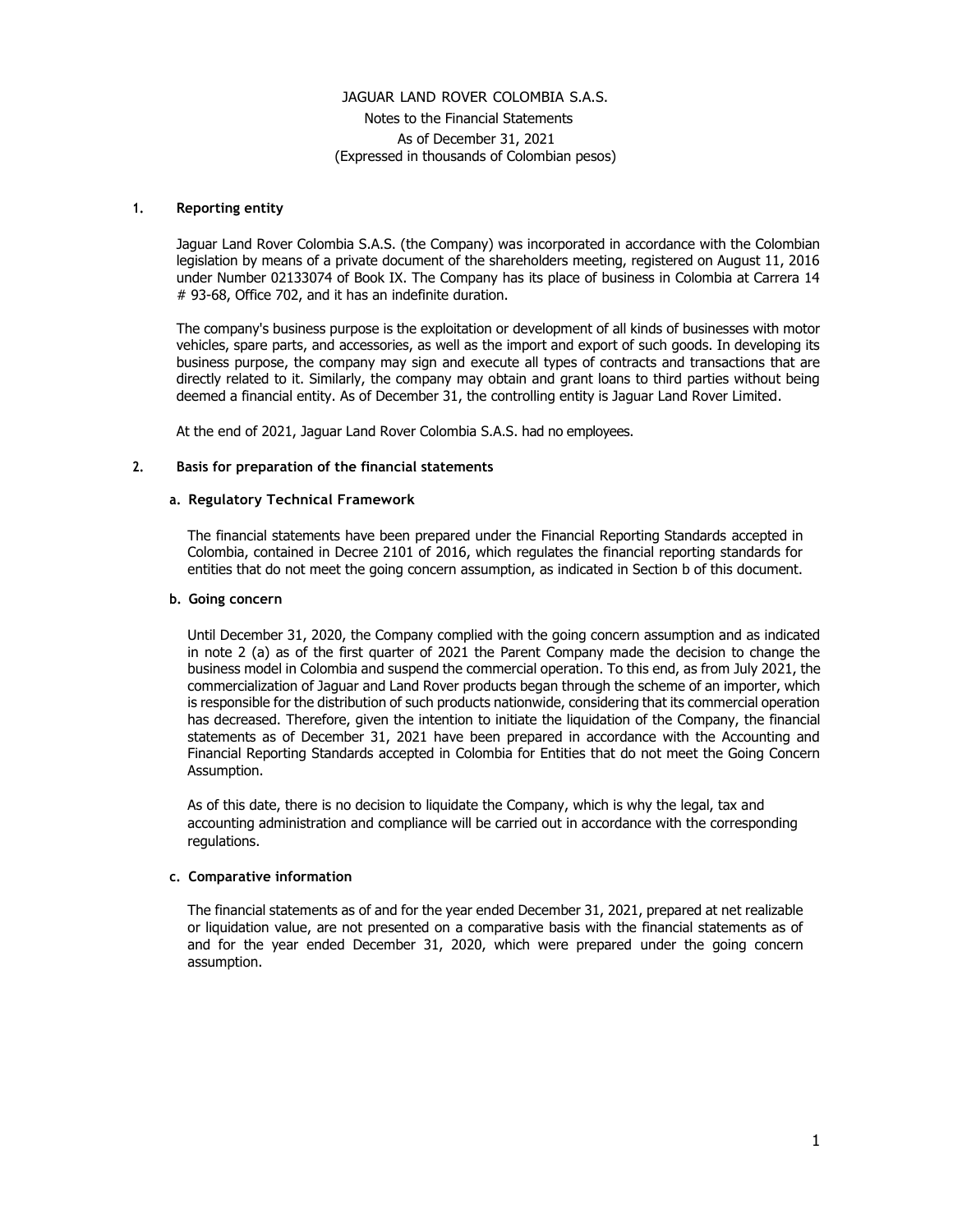# JAGUAR LAND ROVER COLOMBIA S.A.S.

Notes to the Financial Statements

As of December 31, 2021

(Expressed in thousands of Colombian pesos)

## 1. Reporting entity

Jaguar Land Rover Colombia S.A.S. (the Company) was incorporated in accordance with the Colombian legislation by means of a private document of the shareholders meeting, registered on August 11, 2016 under Number 02133074 of Book IX. The Company has its place of business in Colombia at Carrera 14 # 93-68, Office 702, and it has an indefinite duration.

The company's business purpose is the exploitation or development of all kinds of businesses with motor vehicles, spare parts, and accessories, as well as the import and export of such goods. In developing its business purpose, the company may sign and execute all types of contracts and transactions that are directly related to it. Similarly, the company may obtain and grant loans to third parties without being deemed a financial entity. As of December 31, the controlling entity is Jaguar Land Rover Limited.

At the end of 2021, Jaguar Land Rover Colombia S.A.S. had no employees.

## 2. Basis for preparation of the financial statements

### a. Regulatory Technical Framework

The financial statements have been prepared under the Financial Reporting Standards accepted in Colombia, contained in Decree 2101 of 2016, which regulates the financial reporting standards for entities that do not meet the going concern assumption, as indicated in Section b of this document.

### b. Going concern

Until December 31, 2020, the Company complied with the going concern assumption and as indicated in note 2 (a) as of the first quarter of 2021 the Parent Company made the decision to change the business model in Colombia and suspend the commercial operation. To this end, as from July 2021, the commercialization of Jaguar and Land Rover products began through the scheme of an importer, which is responsible for the distribution of such products nationwide, considering that its commercial operation has decreased. Therefore, given the intention to initiate the liquidation of the Company, the financial statements as of December 31, 2021 have been prepared in accordance with the Accounting and Financial Reporting Standards accepted in Colombia for Entities that do not meet the Going Concern Assumption.

As of this date, there is no decision to liquidate the Company, which is why the legal, tax and accounting administration and compliance will be carried out in accordance with the corresponding regulations.

### c. Comparative information

The financial statements as of and for the year ended December 31, 2021, prepared at net realizable or liquidation value, are not presented on a comparative basis with the financial statements as of and for the year ended December 31, 2020, which were prepared under the going concern assumption.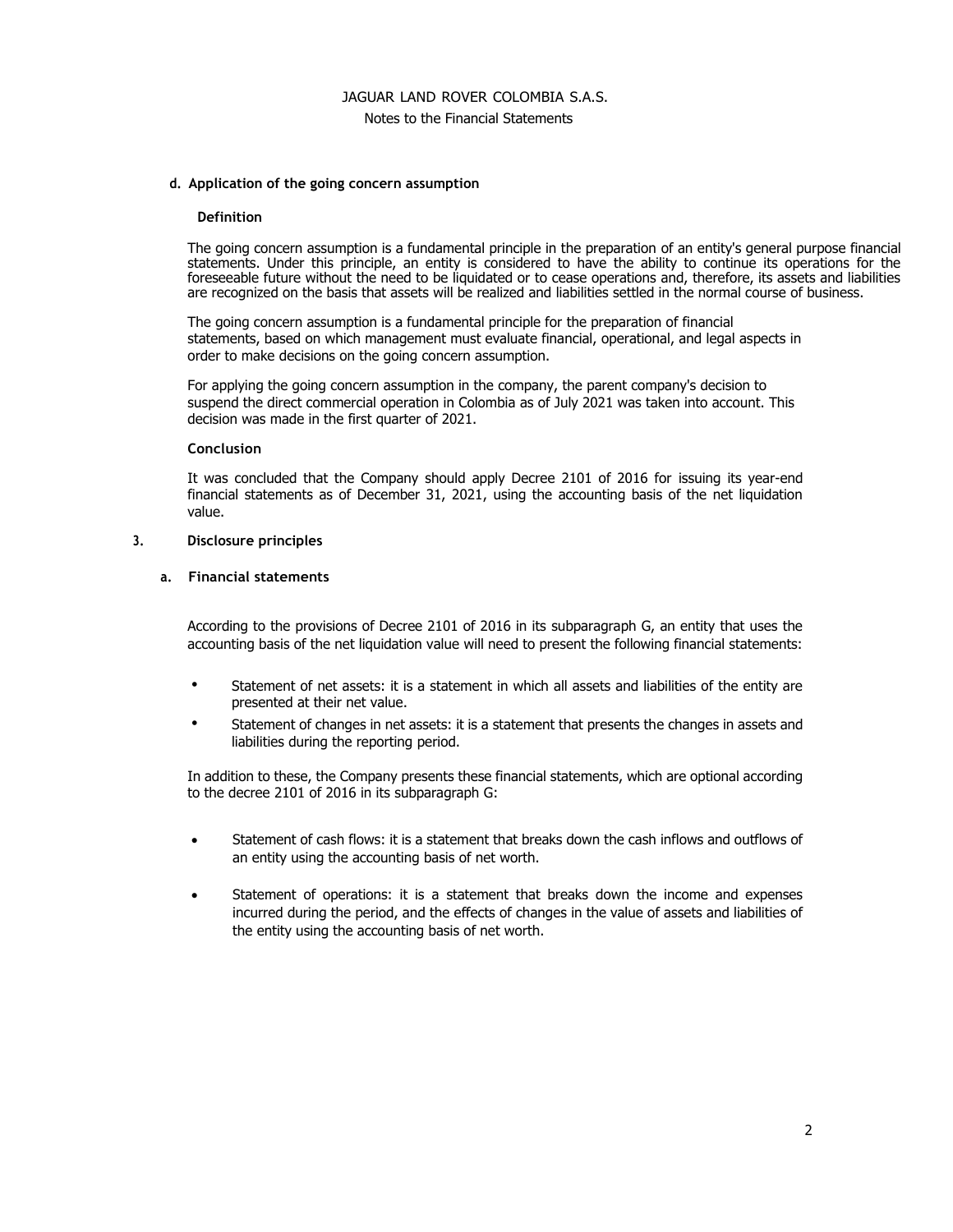#### d. Application of the going concern assumption

**Definition**

The going concern assumption is a fundamental principle in the preparation of an entity's general purpose financial statements. Under this principle, an entity is considered to have the ability to continue its operations for the foreseeable future without the need to be liquidated or to cease operations and, therefore, its assets and liabilities are recognized on the basis that assets will be realized and liabilities settled in the normal course of business.

The going concern assumption is a fundamental principle for the preparation of financial statements, based on which management must evaluate financial, operational, and legal aspects in order to make decisions on the going concern assumption.

For applying the going concern assumption in the company, the parent company's decision to suspend the direct commercial operation in Colombia as of July 2021 was taken into account. This decision was made in the first quarter of 2021.

**Conclusion**

It was concluded that the Company should apply Decree 2101 of 2016 for issuing its year-end financial statements as of December 31, 2021, using the accounting basis of the net liquidation value.

### 3. Disclosure principles

#### a. Financial statements

According to the provisions of Decree 2101 of 2016 in its subparagraph G, an entity that uses the accounting basis of the net liquidation value will need to present the following financial statements:

- Statement of net assets: it is a statement in which all assets and liabilities of the entity are presented at their net value.
- Statement of changes in net assets: it is a statement that presents the changes in assets and liabilities during the reporting period.

In addition to these, the Company presents these financial statements, which are optional according to the decree 2101 of 2016 in its subparagraph G:

- Statement of cash flows: it is a statement that breaks down the cash inflows and outflows of an entity using the accounting basis of net worth.
- Statement of operations: it is a statement that breaks down the income and expenses incurred during the period, and the effects of changes in the value of assets and liabilities of the entity using the accounting basis of net worth.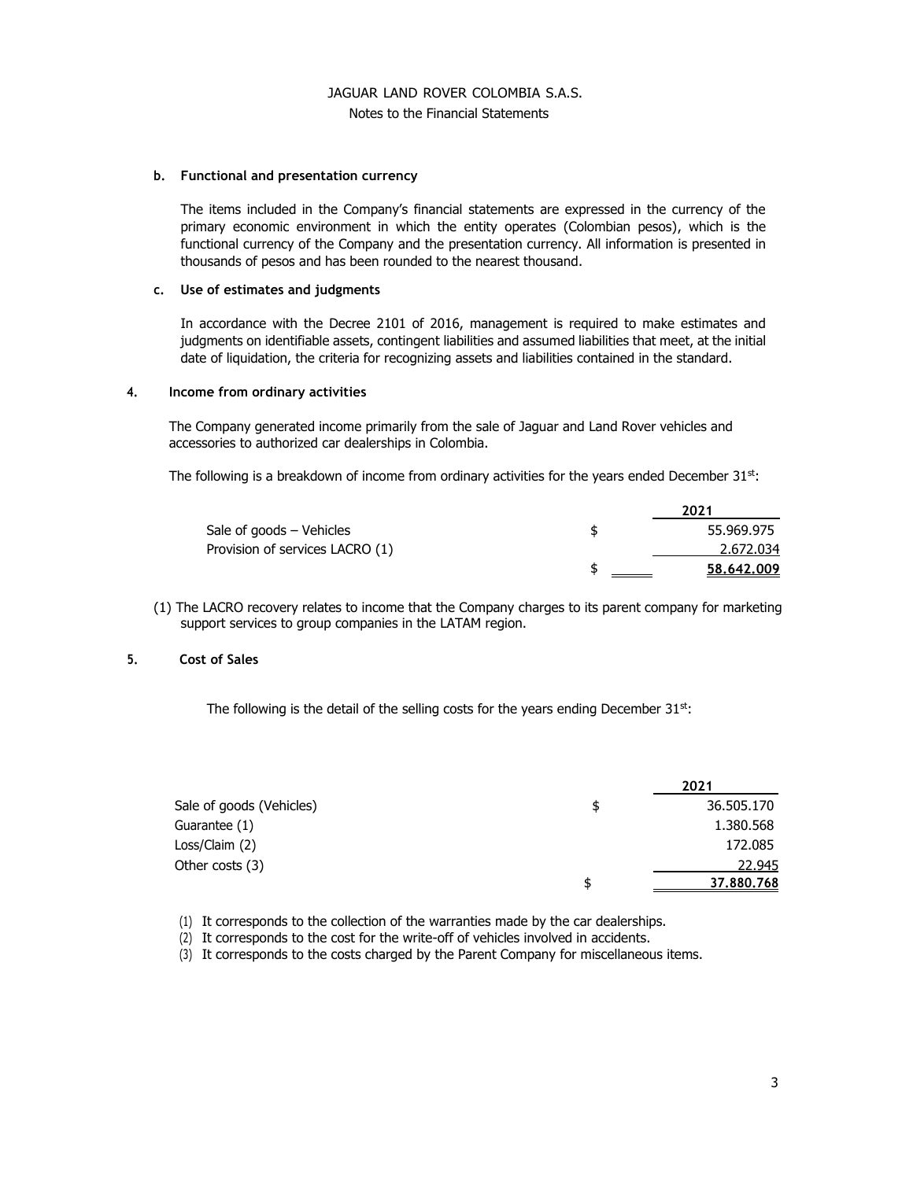**b. Functional and presentation currency**

The items included in the Company's financial statements are expressed in the currency of the primary economic environment in which the entity operates (Colombian pesos), which is the functional currency of the Company and the presentation currency. All information is presented in thousands of pesos and has been rounded to the nearest thousand.

**c. Use of estimates and judgments**

In accordance with the Decree 2101 of 2016, management is required to make estimates and judgments on identifiable assets, contingent liabilities and assumed liabilities that meet, at the initial date of liquidation, the criteria for recognizing assets and liabilities contained in the standard.

## 4. Income from ordinary activities

The Company generated income primarily from the sale of Jaguar and Land Rover vehicles and accessories to authorized car dealerships in Colombia.

The following is a breakdown of income from ordinary activities for the years ended December 31st:

| | | 2021 |
|---|---|---|
| Sale of goods – Vehicles | $ | 55.969.975 |
| Provision of services LACRO (1) | | 2.672.034 |
| | $ | **58.642.009** |

(1) The LACRO recovery relates to income that the Company charges to its parent company for marketing support services to group companies in the LATAM region.

## 5. Cost of Sales

The following is the detail of the selling costs for the years ending December 31st:

| | | 2021 |
|---|---|---|
| Sale of goods (Vehicles) | $ | 36.505.170 |
| Guarantee (1) | | 1.380.568 |
| Loss/Claim (2) | | 172.085 |
| Other costs (3) | | 22.945 |
| | $ | **37.880.768** |

(1) It corresponds to the collection of the warranties made by the car dealerships.

(2) It corresponds to the cost for the write-off of vehicles involved in accidents.

(3) It corresponds to the costs charged by the Parent Company for miscellaneous items.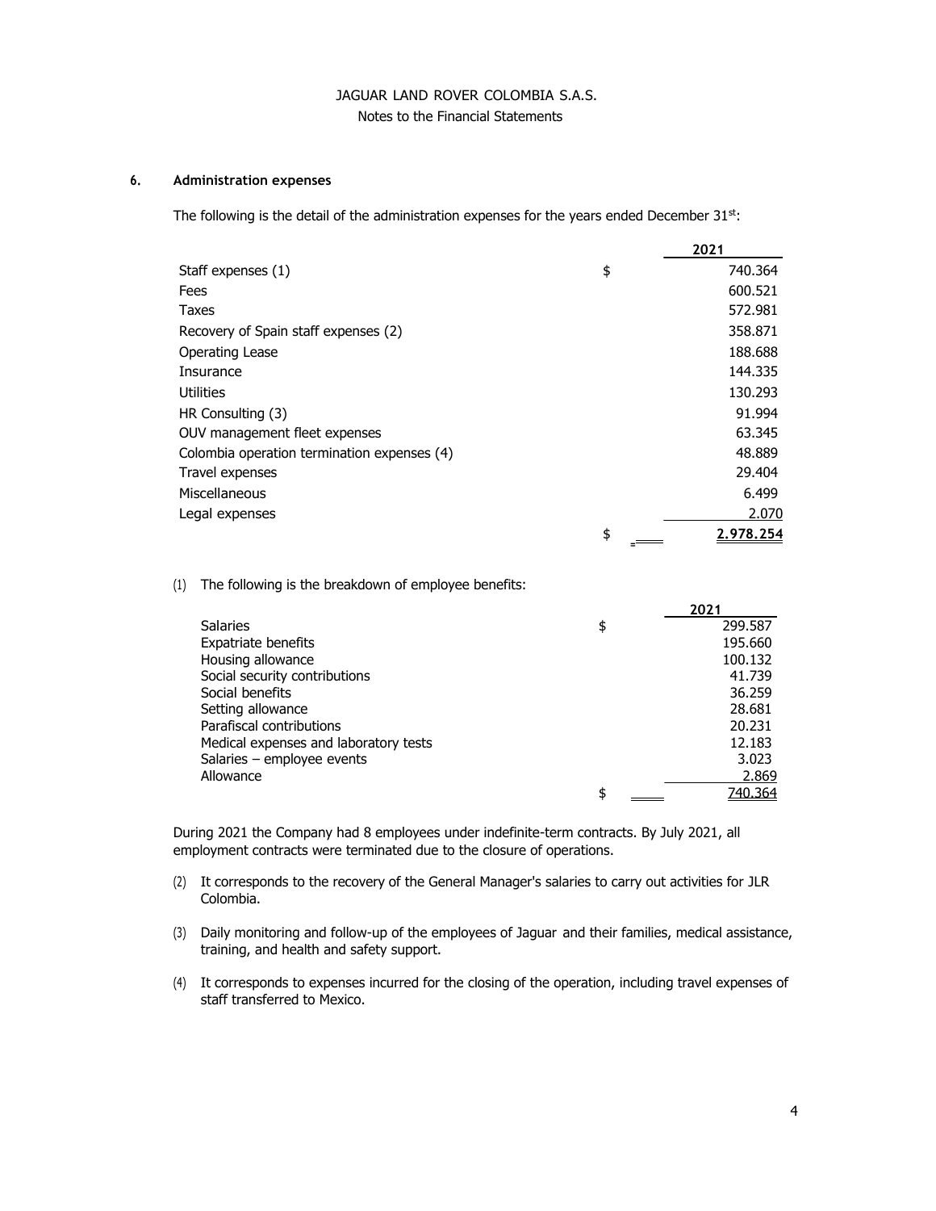JAGUAR LAND ROVER COLOMBIA S.A.S.
Notes to the Financial Statements

## 6. Administration expenses

The following is the detail of the administration expenses for the years ended December 31st:

| | | 2021 |
|---|---|---|
| Staff expenses (1) | $ | 740.364 |
| Fees | | 600.521 |
| Taxes | | 572.981 |
| Recovery of Spain staff expenses (2) | | 358.871 |
| Operating Lease | | 188.688 |
| Insurance | | 144.335 |
| Utilities | | 130.293 |
| HR Consulting (3) | | 91.994 |
| OUV management fleet expenses | | 63.345 |
| Colombia operation termination expenses (4) | | 48.889 |
| Travel expenses | | 29.404 |
| Miscellaneous | | 6.499 |
| Legal expenses | | 2.070 |
| | $ | **2.978.254** |

(1) The following is the breakdown of employee benefits:

| | | 2021 |
|---|---|---|
| Salaries | $ | 299.587 |
| Expatriate benefits | | 195.660 |
| Housing allowance | | 100.132 |
| Social security contributions | | 41.739 |
| Social benefits | | 36.259 |
| Setting allowance | | 28.681 |
| Parafiscal contributions | | 20.231 |
| Medical expenses and laboratory tests | | 12.183 |
| Salaries – employee events | | 3.023 |
| Allowance | | 2.869 |
| | $ | 740.364 |

During 2021 the Company had 8 employees under indefinite-term contracts. By July 2021, all employment contracts were terminated due to the closure of operations.

(2) It corresponds to the recovery of the General Manager's salaries to carry out activities for JLR Colombia.

(3) Daily monitoring and follow-up of the employees of Jaguar and their families, medical assistance, training, and health and safety support.

(4) It corresponds to expenses incurred for the closing of the operation, including travel expenses of staff transferred to Mexico.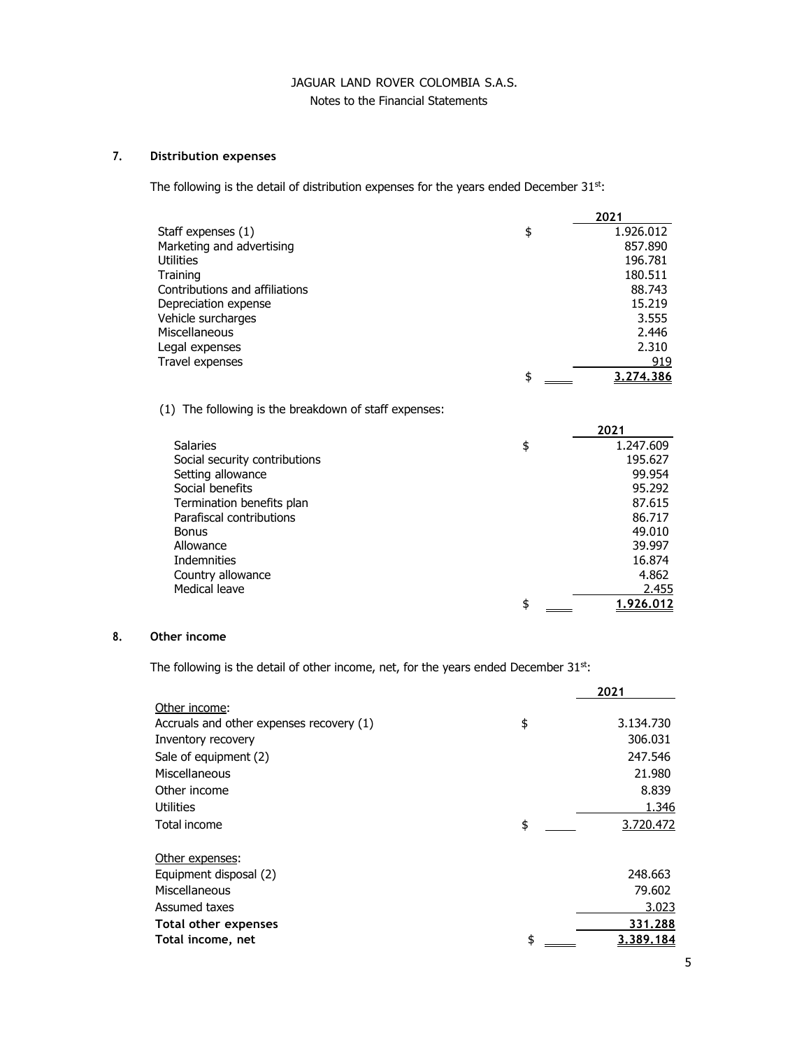JAGUAR LAND ROVER COLOMBIA S.A.S.
Notes to the Financial Statements

## 7. Distribution expenses

The following is the detail of distribution expenses for the years ended December 31st:

| | | 2021 |
|---|---|---|
| Staff expenses (1) | $ | 1.926.012 |
| Marketing and advertising | | 857.890 |
| Utilities | | 196.781 |
| Training | | 180.511 |
| Contributions and affiliations | | 88.743 |
| Depreciation expense | | 15.219 |
| Vehicle surcharges | | 3.555 |
| Miscellaneous | | 2.446 |
| Legal expenses | | 2.310 |
| Travel expenses | | 919 |
| | $ | **3.274.386** |

(1) The following is the breakdown of staff expenses:

| | | 2021 |
|---|---|---|
| Salaries | $ | 1.247.609 |
| Social security contributions | | 195.627 |
| Setting allowance | | 99.954 |
| Social benefits | | 95.292 |
| Termination benefits plan | | 87.615 |
| Parafiscal contributions | | 86.717 |
| Bonus | | 49.010 |
| Allowance | | 39.997 |
| Indemnities | | 16.874 |
| Country allowance | | 4.862 |
| Medical leave | | 2.455 |
| | $ | **1.926.012** |

## 8. Other income

The following is the detail of other income, net, for the years ended December 31st:

| | | 2021 |
|---|---|---|
| Other income: | | |
| Accruals and other expenses recovery (1) | $ | 3.134.730 |
| Inventory recovery | | 306.031 |
| Sale of equipment (2) | | 247.546 |
| Miscellaneous | | 21.980 |
| Other income | | 8.839 |
| Utilities | | 1.346 |
| Total income | $ | 3.720.472 |
| | | |
| Other expenses: | | |
| Equipment disposal (2) | | 248.663 |
| Miscellaneous | | 79.602 |
| Assumed taxes | | 3.023 |
| **Total other expenses** | | **331.288** |
| **Total income, net** | $ | **3.389.184** |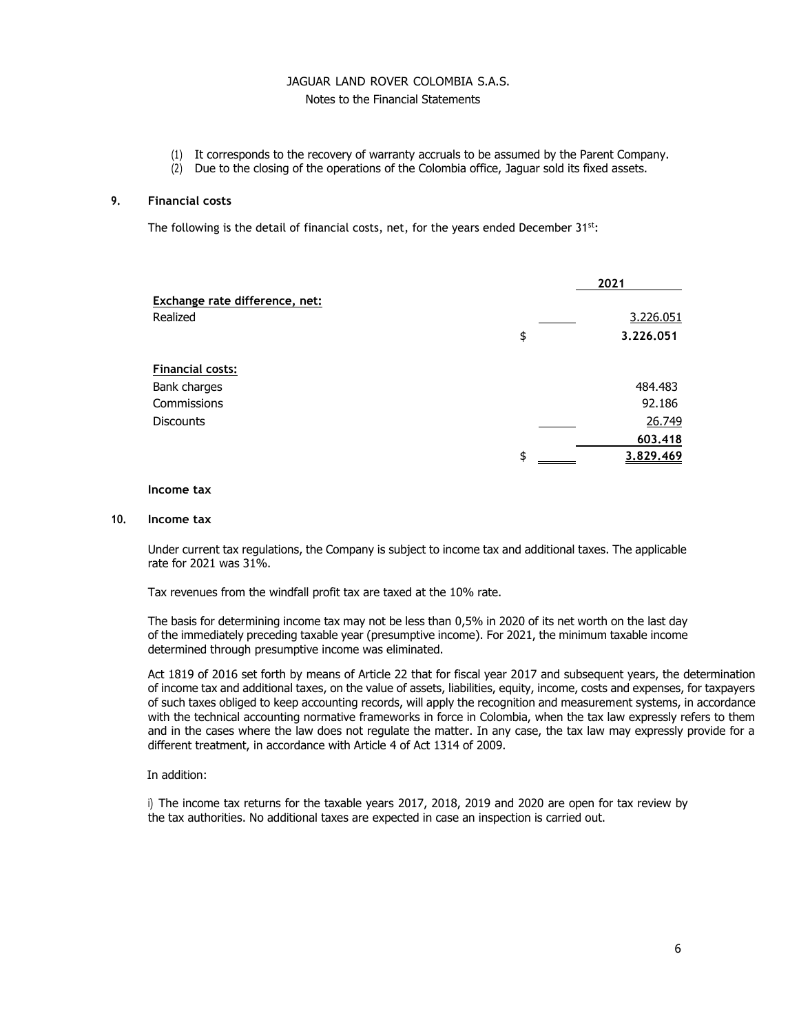(1) It corresponds to the recovery of warranty accruals to be assumed by the Parent Company.
(2) Due to the closing of the operations of the Colombia office, Jaguar sold its fixed assets.

## 9. Financial costs

The following is the detail of financial costs, net, for the years ended December 31st:

| | | 2021 |
|---|---|---|
| **Exchange rate difference, net:** | | |
| Realized | | 3.226.051 |
| | $ | **3.226.051** |
| **Financial costs:** | | |
| Bank charges | | 484.483 |
| Commissions | | 92.186 |
| Discounts | | 26.749 |
| | | **603.418** |
| | $ | **3.829.469** |

**Income tax**

## 10. Income tax

Under current tax regulations, the Company is subject to income tax and additional taxes. The applicable rate for 2021 was 31%.

Tax revenues from the windfall profit tax are taxed at the 10% rate.

The basis for determining income tax may not be less than 0,5% in 2020 of its net worth on the last day of the immediately preceding taxable year (presumptive income). For 2021, the minimum taxable income determined through presumptive income was eliminated.

Act 1819 of 2016 set forth by means of Article 22 that for fiscal year 2017 and subsequent years, the determination of income tax and additional taxes, on the value of assets, liabilities, equity, income, costs and expenses, for taxpayers of such taxes obliged to keep accounting records, will apply the recognition and measurement systems, in accordance with the technical accounting normative frameworks in force in Colombia, when the tax law expressly refers to them and in the cases where the law does not regulate the matter. In any case, the tax law may expressly provide for a different treatment, in accordance with Article 4 of Act 1314 of 2009.

In addition:

i) The income tax returns for the taxable years 2017, 2018, 2019 and 2020 are open for tax review by the tax authorities. No additional taxes are expected in case an inspection is carried out.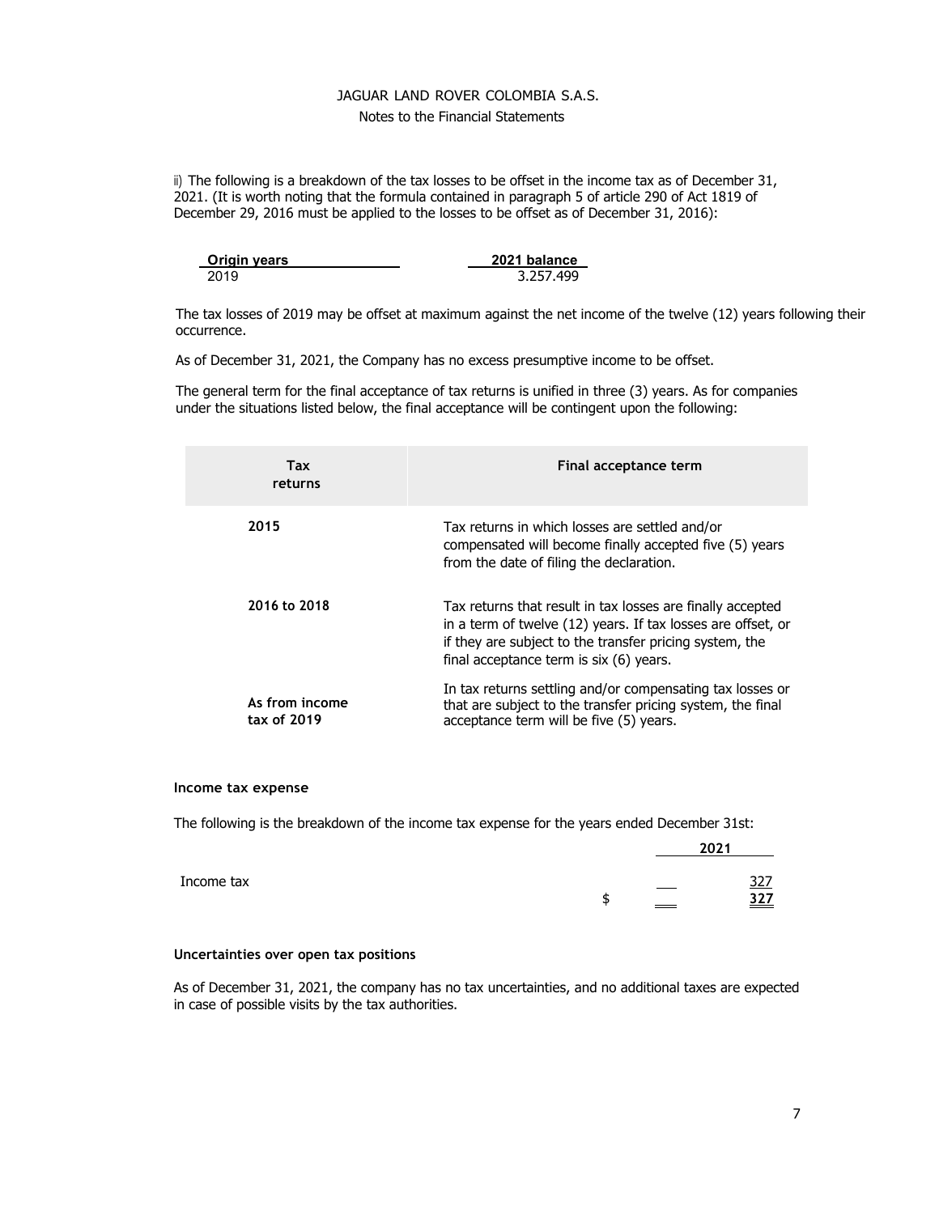ii) The following is a breakdown of the tax losses to be offset in the income tax as of December 31, 2021. (It is worth noting that the formula contained in paragraph 5 of article 290 of Act 1819 of December 29, 2016 must be applied to the losses to be offset as of December 31, 2016):

| Origin years | 2021 balance |
|---|---|
| 2019 | 3.257.499 |

The tax losses of 2019 may be offset at maximum against the net income of the twelve (12) years following their occurrence.

As of December 31, 2021, the Company has no excess presumptive income to be offset.

The general term for the final acceptance of tax returns is unified in three (3) years. As for companies under the situations listed below, the final acceptance will be contingent upon the following:

| Tax returns | Final acceptance term |
|---|---|
| 2015 | Tax returns in which losses are settled and/or compensated will become finally accepted five (5) years from the date of filing the declaration. |
| 2016 to 2018 | Tax returns that result in tax losses are finally accepted in a term of twelve (12) years. If tax losses are offset, or if they are subject to the transfer pricing system, the final acceptance term is six (6) years. |
| As from income tax of 2019 | In tax returns settling and/or compensating tax losses or that are subject to the transfer pricing system, the final acceptance term will be five (5) years. |

**Income tax expense**

The following is the breakdown of the income tax expense for the years ended December 31st:

| | | 2021 |
|---|---|---|
| Income tax | | 327 |
| | $ | 327 |

**Uncertainties over open tax positions**

As of December 31, 2021, the company has no tax uncertainties, and no additional taxes are expected in case of possible visits by the tax authorities.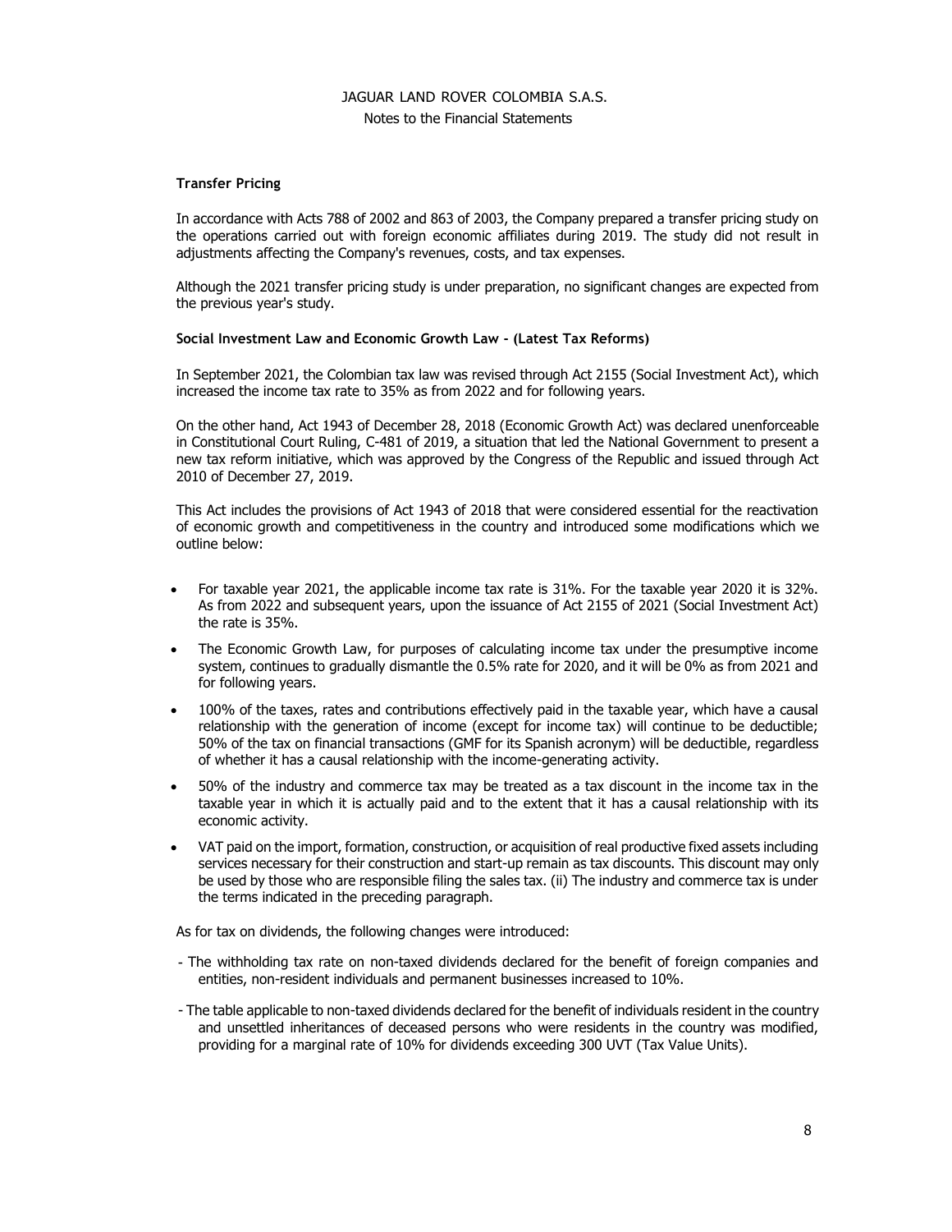### Transfer Pricing

In accordance with Acts 788 of 2002 and 863 of 2003, the Company prepared a transfer pricing study on the operations carried out with foreign economic affiliates during 2019. The study did not result in adjustments affecting the Company's revenues, costs, and tax expenses.

Although the 2021 transfer pricing study is under preparation, no significant changes are expected from the previous year's study.

### Social Investment Law and Economic Growth Law - (Latest Tax Reforms)

In September 2021, the Colombian tax law was revised through Act 2155 (Social Investment Act), which increased the income tax rate to 35% as from 2022 and for following years.

On the other hand, Act 1943 of December 28, 2018 (Economic Growth Act) was declared unenforceable in Constitutional Court Ruling, C-481 of 2019, a situation that led the National Government to present a new tax reform initiative, which was approved by the Congress of the Republic and issued through Act 2010 of December 27, 2019.

This Act includes the provisions of Act 1943 of 2018 that were considered essential for the reactivation of economic growth and competitiveness in the country and introduced some modifications which we outline below:

- For taxable year 2021, the applicable income tax rate is 31%. For the taxable year 2020 it is 32%. As from 2022 and subsequent years, upon the issuance of Act 2155 of 2021 (Social Investment Act) the rate is 35%.
- The Economic Growth Law, for purposes of calculating income tax under the presumptive income system, continues to gradually dismantle the 0.5% rate for 2020, and it will be 0% as from 2021 and for following years.
- 100% of the taxes, rates and contributions effectively paid in the taxable year, which have a causal relationship with the generation of income (except for income tax) will continue to be deductible; 50% of the tax on financial transactions (GMF for its Spanish acronym) will be deductible, regardless of whether it has a causal relationship with the income-generating activity.
- 50% of the industry and commerce tax may be treated as a tax discount in the income tax in the taxable year in which it is actually paid and to the extent that it has a causal relationship with its economic activity.
- VAT paid on the import, formation, construction, or acquisition of real productive fixed assets including services necessary for their construction and start-up remain as tax discounts. This discount may only be used by those who are responsible filing the sales tax. (ii) The industry and commerce tax is under the terms indicated in the preceding paragraph.

As for tax on dividends, the following changes were introduced:

- The withholding tax rate on non-taxed dividends declared for the benefit of foreign companies and entities, non-resident individuals and permanent businesses increased to 10%.
- The table applicable to non-taxed dividends declared for the benefit of individuals resident in the country and unsettled inheritances of deceased persons who were residents in the country was modified, providing for a marginal rate of 10% for dividends exceeding 300 UVT (Tax Value Units).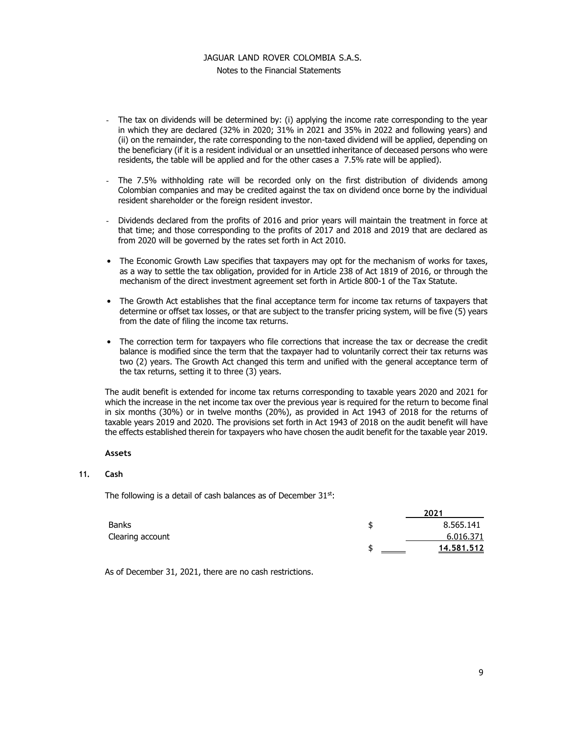- The tax on dividends will be determined by: (i) applying the income rate corresponding to the year in which they are declared (32% in 2020; 31% in 2021 and 35% in 2022 and following years) and (ii) on the remainder, the rate corresponding to the non-taxed dividend will be applied, depending on the beneficiary (if it is a resident individual or an unsettled inheritance of deceased persons who were residents, the table will be applied and for the other cases a 7.5% rate will be applied).

- The 7.5% withholding rate will be recorded only on the first distribution of dividends among Colombian companies and may be credited against the tax on dividend once borne by the individual resident shareholder or the foreign resident investor.

- Dividends declared from the profits of 2016 and prior years will maintain the treatment in force at that time; and those corresponding to the profits of 2017 and 2018 and 2019 that are declared as from 2020 will be governed by the rates set forth in Act 2010.

- The Economic Growth Law specifies that taxpayers may opt for the mechanism of works for taxes, as a way to settle the tax obligation, provided for in Article 238 of Act 1819 of 2016, or through the mechanism of the direct investment agreement set forth in Article 800-1 of the Tax Statute.

- The Growth Act establishes that the final acceptance term for income tax returns of taxpayers that determine or offset tax losses, or that are subject to the transfer pricing system, will be five (5) years from the date of filing the income tax returns.

- The correction term for taxpayers who file corrections that increase the tax or decrease the credit balance is modified since the term that the taxpayer had to voluntarily correct their tax returns was two (2) years. The Growth Act changed this term and unified with the general acceptance term of the tax returns, setting it to three (3) years.

The audit benefit is extended for income tax returns corresponding to taxable years 2020 and 2021 for which the increase in the net income tax over the previous year is required for the return to become final in six months (30%) or in twelve months (20%), as provided in Act 1943 of 2018 for the returns of taxable years 2019 and 2020. The provisions set forth in Act 1943 of 2018 on the audit benefit will have the effects established therein for taxpayers who have chosen the audit benefit for the taxable year 2019.

**Assets**

## 11. Cash

The following is a detail of cash balances as of December 31st:

| | | 2021 |
|---|---|---|
| Banks | $ | 8.565.141 |
| Clearing account | | 6.016.371 |
| | $ | **14.581.512** |

As of December 31, 2021, there are no cash restrictions.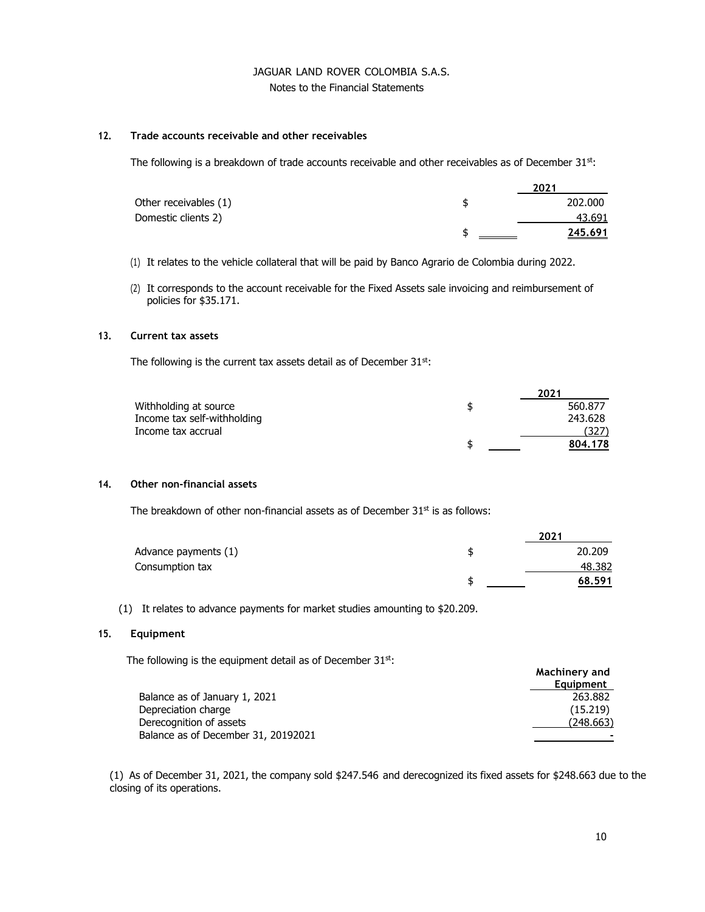JAGUAR LAND ROVER COLOMBIA S.A.S.
Notes to the Financial Statements

## 12. Trade accounts receivable and other receivables

The following is a breakdown of trade accounts receivable and other receivables as of December 31st:

| | | 2021 |
|---|---|---|
| Other receivables (1) | $ | 202.000 |
| Domestic clients 2) | | 43.691 |
| | $ | **245.691** |

(1) It relates to the vehicle collateral that will be paid by Banco Agrario de Colombia during 2022.

(2) It corresponds to the account receivable for the Fixed Assets sale invoicing and reimbursement of policies for $35.171.

## 13. Current tax assets

The following is the current tax assets detail as of December 31st:

| | | 2021 |
|---|---|---|
| Withholding at source | $ | 560.877 |
| Income tax self-withholding | | 243.628 |
| Income tax accrual | | (327) |
| | $ | **804.178** |

## 14. Other non-financial assets

The breakdown of other non-financial assets as of December 31st is as follows:

| | | 2021 |
|---|---|---|
| Advance payments (1) | $ | 20.209 |
| Consumption tax | | 48.382 |
| | $ | **68.591** |

(1) It relates to advance payments for market studies amounting to $20.209.

## 15. Equipment

The following is the equipment detail as of December 31st:

| | Machinery and Equipment |
|---|---|
| Balance as of January 1, 2021 | 263.882 |
| Depreciation charge | (15.219) |
| Derecognition of assets | (248.663) |
| Balance as of December 31, 20192021 | - |

(1) As of December 31, 2021, the company sold $247.546 and derecognized its fixed assets for $248.663 due to the closing of its operations.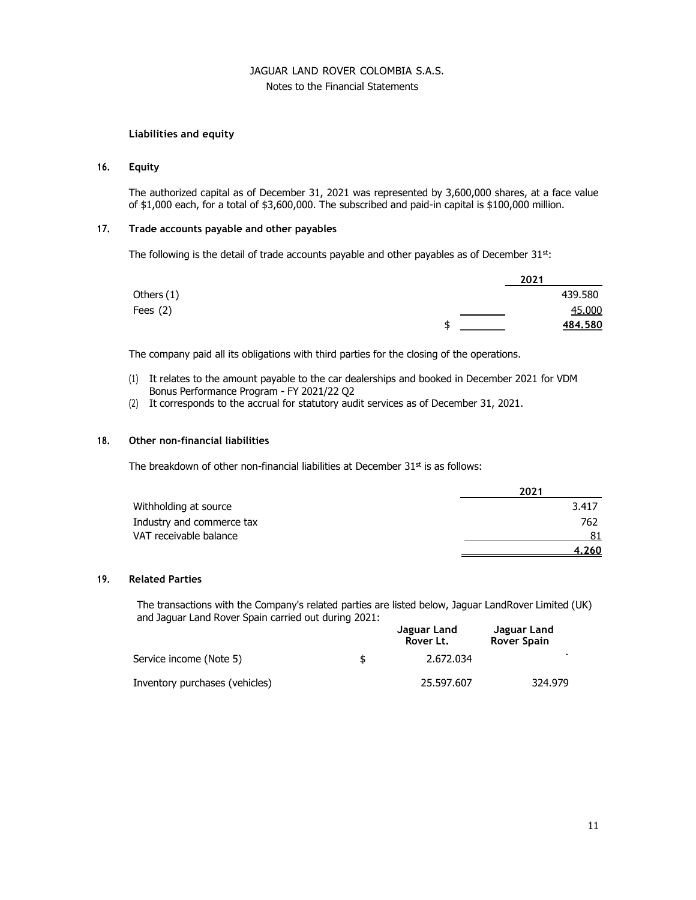JAGUAR LAND ROVER COLOMBIA S.A.S.
Notes to the Financial Statements

**Liabilities and equity**

## 16. Equity

The authorized capital as of December 31, 2021 was represented by 3,600,000 shares, at a face value of $1,000 each, for a total of $3,600,000. The subscribed and paid-in capital is $100,000 million.

## 17. Trade accounts payable and other payables

The following is the detail of trade accounts payable and other payables as of December 31st:

| | | 2021 |
|---|---|---|
| Others (1) | | 439.580 |
| Fees (2) | | 45.000 |
| | $ | **484.580** |

The company paid all its obligations with third parties for the closing of the operations.

(1) It relates to the amount payable to the car dealerships and booked in December 2021 for VDM Bonus Performance Program - FY 2021/22 Q2
(2) It corresponds to the accrual for statutory audit services as of December 31, 2021.

## 18. Other non-financial liabilities

The breakdown of other non-financial liabilities at December 31st is as follows:

| | 2021 |
|---|---|
| Withholding at source | 3.417 |
| Industry and commerce tax | 762 |
| VAT receivable balance | 81 |
| | **4.260** |

## 19. Related Parties

The transactions with the Company's related parties are listed below, Jaguar LandRover Limited (UK) and Jaguar Land Rover Spain carried out during 2021:

| | | Jaguar Land Rover Lt. | Jaguar Land Rover Spain |
|---|---|---|---|
| Service income (Note 5) | $ | 2.672.034 | - |
| Inventory purchases (vehicles) | | 25.597.607 | 324.979 |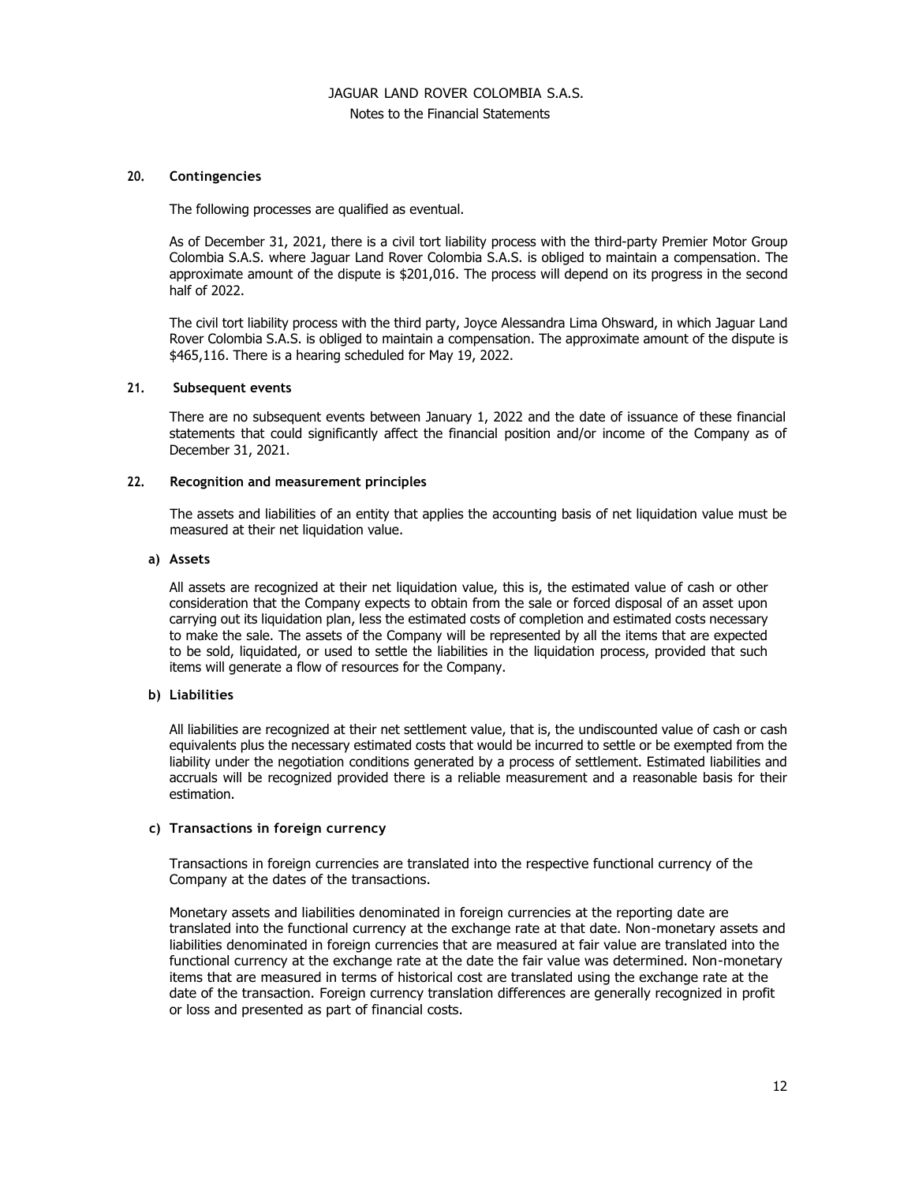## 20. Contingencies

The following processes are qualified as eventual.

As of December 31, 2021, there is a civil tort liability process with the third-party Premier Motor Group Colombia S.A.S. where Jaguar Land Rover Colombia S.A.S. is obliged to maintain a compensation. The approximate amount of the dispute is $201,016. The process will depend on its progress in the second half of 2022.

The civil tort liability process with the third party, Joyce Alessandra Lima Ohsward, in which Jaguar Land Rover Colombia S.A.S. is obliged to maintain a compensation. The approximate amount of the dispute is $465,116. There is a hearing scheduled for May 19, 2022.

## 21. Subsequent events

There are no subsequent events between January 1, 2022 and the date of issuance of these financial statements that could significantly affect the financial position and/or income of the Company as of December 31, 2021.

## 22. Recognition and measurement principles

The assets and liabilities of an entity that applies the accounting basis of net liquidation value must be measured at their net liquidation value.

### a) Assets

All assets are recognized at their net liquidation value, this is, the estimated value of cash or other consideration that the Company expects to obtain from the sale or forced disposal of an asset upon carrying out its liquidation plan, less the estimated costs of completion and estimated costs necessary to make the sale. The assets of the Company will be represented by all the items that are expected to be sold, liquidated, or used to settle the liabilities in the liquidation process, provided that such items will generate a flow of resources for the Company.

### b) Liabilities

All liabilities are recognized at their net settlement value, that is, the undiscounted value of cash or cash equivalents plus the necessary estimated costs that would be incurred to settle or be exempted from the liability under the negotiation conditions generated by a process of settlement. Estimated liabilities and accruals will be recognized provided there is a reliable measurement and a reasonable basis for their estimation.

### c) Transactions in foreign currency

Transactions in foreign currencies are translated into the respective functional currency of the Company at the dates of the transactions.

Monetary assets and liabilities denominated in foreign currencies at the reporting date are translated into the functional currency at the exchange rate at that date. Non-monetary assets and liabilities denominated in foreign currencies that are measured at fair value are translated into the functional currency at the exchange rate at the date the fair value was determined. Non-monetary items that are measured in terms of historical cost are translated using the exchange rate at the date of the transaction. Foreign currency translation differences are generally recognized in profit or loss and presented as part of financial costs.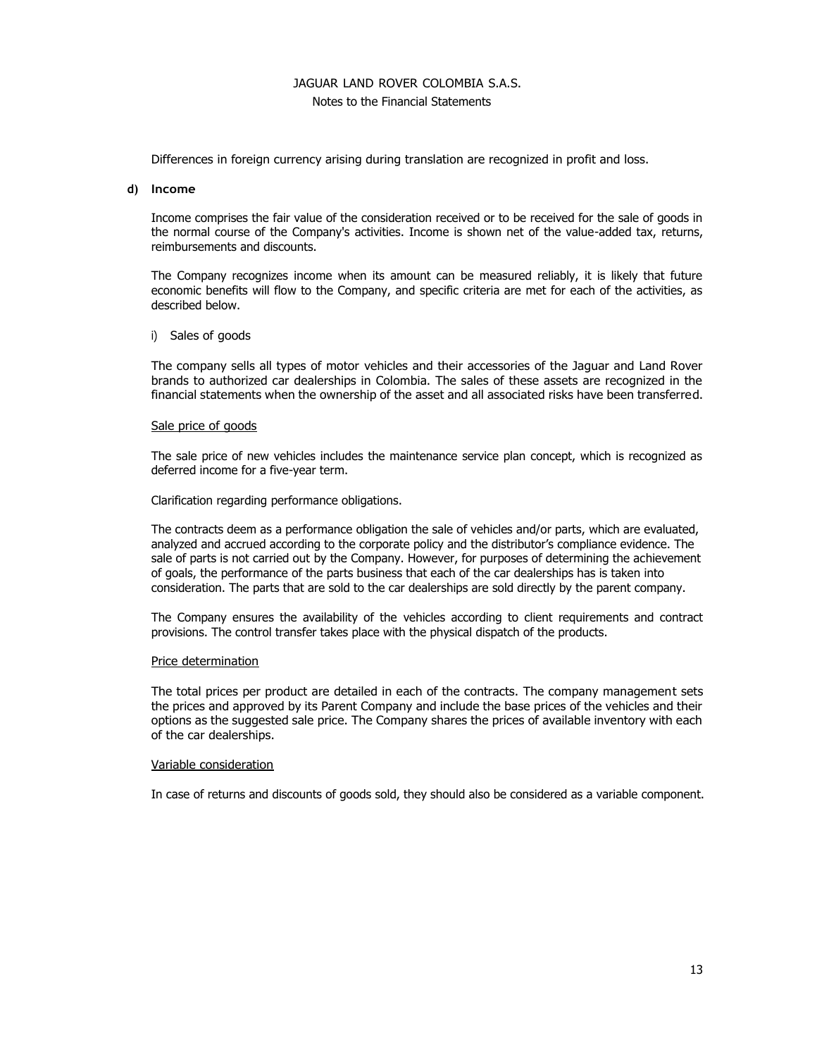Differences in foreign currency arising during translation are recognized in profit and loss.

**d) Income**

Income comprises the fair value of the consideration received or to be received for the sale of goods in the normal course of the Company's activities. Income is shown net of the value-added tax, returns, reimbursements and discounts.

The Company recognizes income when its amount can be measured reliably, it is likely that future economic benefits will flow to the Company, and specific criteria are met for each of the activities, as described below.

i) Sales of goods

The company sells all types of motor vehicles and their accessories of the Jaguar and Land Rover brands to authorized car dealerships in Colombia. The sales of these assets are recognized in the financial statements when the ownership of the asset and all associated risks have been transferred.

Sale price of goods

The sale price of new vehicles includes the maintenance service plan concept, which is recognized as deferred income for a five-year term.

Clarification regarding performance obligations.

The contracts deem as a performance obligation the sale of vehicles and/or parts, which are evaluated, analyzed and accrued according to the corporate policy and the distributor's compliance evidence. The sale of parts is not carried out by the Company. However, for purposes of determining the achievement of goals, the performance of the parts business that each of the car dealerships has is taken into consideration. The parts that are sold to the car dealerships are sold directly by the parent company.

The Company ensures the availability of the vehicles according to client requirements and contract provisions. The control transfer takes place with the physical dispatch of the products.

Price determination

The total prices per product are detailed in each of the contracts. The company management sets the prices and approved by its Parent Company and include the base prices of the vehicles and their options as the suggested sale price. The Company shares the prices of available inventory with each of the car dealerships.

Variable consideration

In case of returns and discounts of goods sold, they should also be considered as a variable component.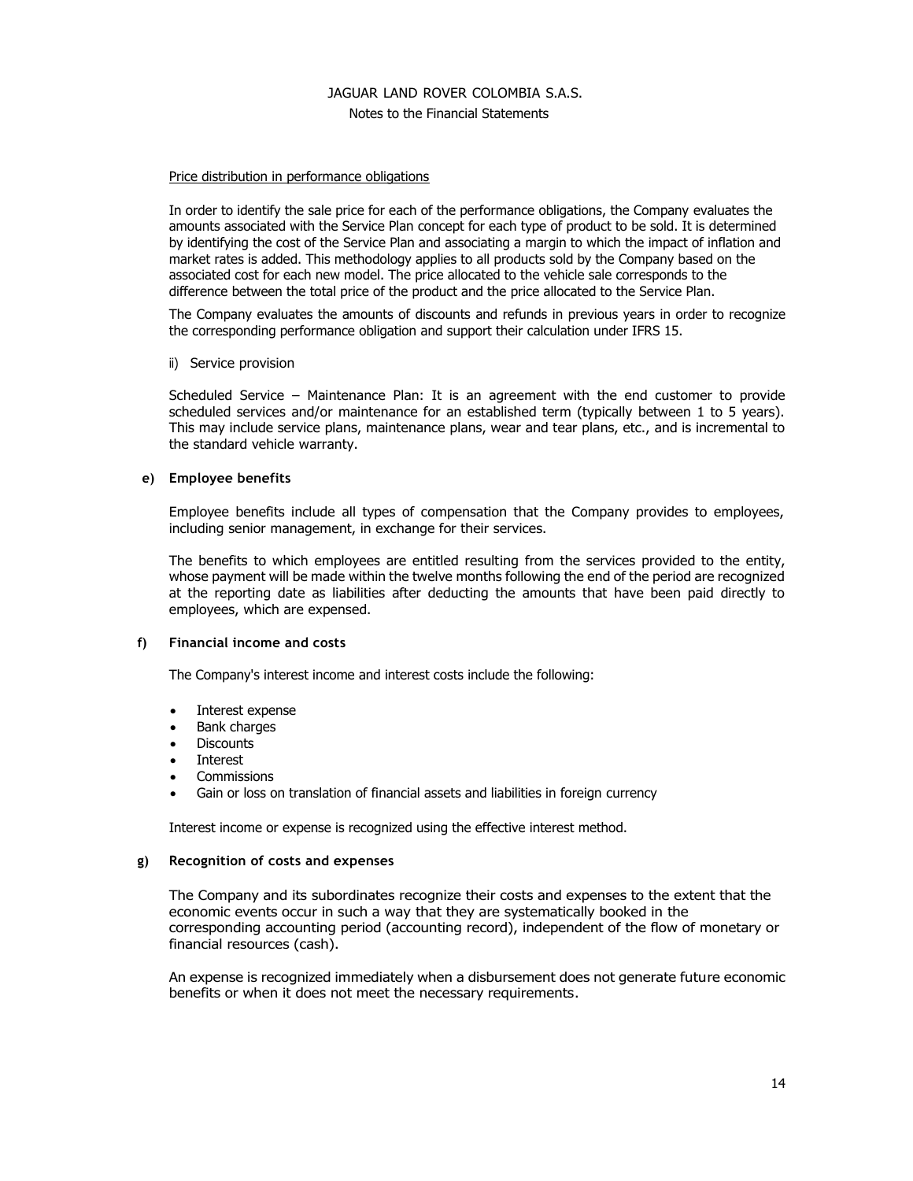Price distribution in performance obligations

In order to identify the sale price for each of the performance obligations, the Company evaluates the amounts associated with the Service Plan concept for each type of product to be sold. It is determined by identifying the cost of the Service Plan and associating a margin to which the impact of inflation and market rates is added. This methodology applies to all products sold by the Company based on the associated cost for each new model. The price allocated to the vehicle sale corresponds to the difference between the total price of the product and the price allocated to the Service Plan.

The Company evaluates the amounts of discounts and refunds in previous years in order to recognize the corresponding performance obligation and support their calculation under IFRS 15.

ii) Service provision

Scheduled Service – Maintenance Plan: It is an agreement with the end customer to provide scheduled services and/or maintenance for an established term (typically between 1 to 5 years). This may include service plans, maintenance plans, wear and tear plans, etc., and is incremental to the standard vehicle warranty.

**e) Employee benefits**

Employee benefits include all types of compensation that the Company provides to employees, including senior management, in exchange for their services.

The benefits to which employees are entitled resulting from the services provided to the entity, whose payment will be made within the twelve months following the end of the period are recognized at the reporting date as liabilities after deducting the amounts that have been paid directly to employees, which are expensed.

**f) Financial income and costs**

The Company's interest income and interest costs include the following:

- Interest expense
- Bank charges
- Discounts
- Interest
- Commissions
- Gain or loss on translation of financial assets and liabilities in foreign currency

Interest income or expense is recognized using the effective interest method.

**g) Recognition of costs and expenses**

The Company and its subordinates recognize their costs and expenses to the extent that the economic events occur in such a way that they are systematically booked in the corresponding accounting period (accounting record), independent of the flow of monetary or financial resources (cash).

An expense is recognized immediately when a disbursement does not generate future economic benefits or when it does not meet the necessary requirements.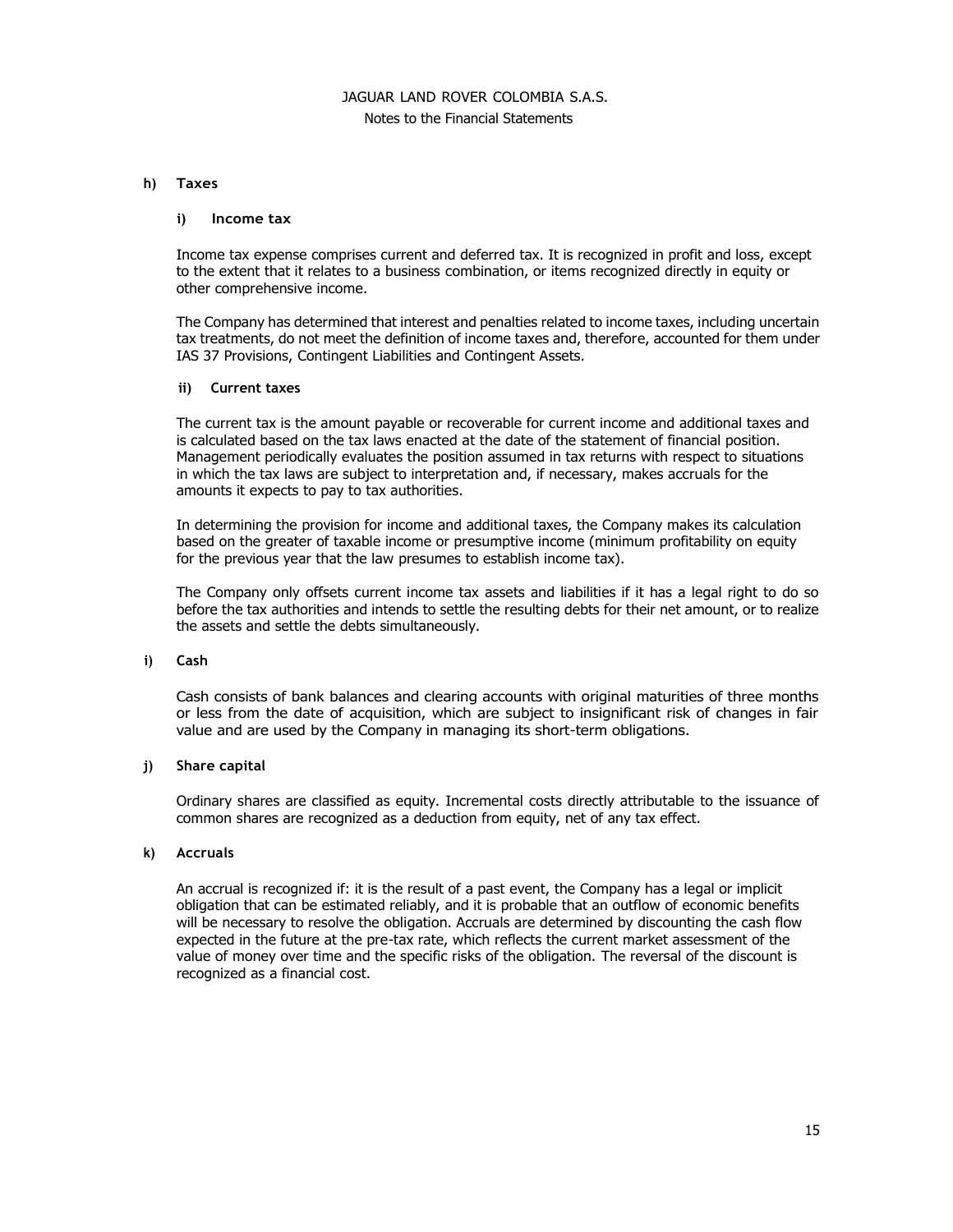#### h) Taxes

##### i) Income tax

Income tax expense comprises current and deferred tax. It is recognized in profit and loss, except to the extent that it relates to a business combination, or items recognized directly in equity or other comprehensive income.

The Company has determined that interest and penalties related to income taxes, including uncertain tax treatments, do not meet the definition of income taxes and, therefore, accounted for them under IAS 37 Provisions, Contingent Liabilities and Contingent Assets.

##### ii) Current taxes

The current tax is the amount payable or recoverable for current income and additional taxes and is calculated based on the tax laws enacted at the date of the statement of financial position. Management periodically evaluates the position assumed in tax returns with respect to situations in which the tax laws are subject to interpretation and, if necessary, makes accruals for the amounts it expects to pay to tax authorities.

In determining the provision for income and additional taxes, the Company makes its calculation based on the greater of taxable income or presumptive income (minimum profitability on equity for the previous year that the law presumes to establish income tax).

The Company only offsets current income tax assets and liabilities if it has a legal right to do so before the tax authorities and intends to settle the resulting debts for their net amount, or to realize the assets and settle the debts simultaneously.

#### i) Cash

Cash consists of bank balances and clearing accounts with original maturities of three months or less from the date of acquisition, which are subject to insignificant risk of changes in fair value and are used by the Company in managing its short-term obligations.

#### j) Share capital

Ordinary shares are classified as equity. Incremental costs directly attributable to the issuance of common shares are recognized as a deduction from equity, net of any tax effect.

#### k) Accruals

An accrual is recognized if: it is the result of a past event, the Company has a legal or implicit obligation that can be estimated reliably, and it is probable that an outflow of economic benefits will be necessary to resolve the obligation. Accruals are determined by discounting the cash flow expected in the future at the pre-tax rate, which reflects the current market assessment of the value of money over time and the specific risks of the obligation. The reversal of the discount is recognized as a financial cost.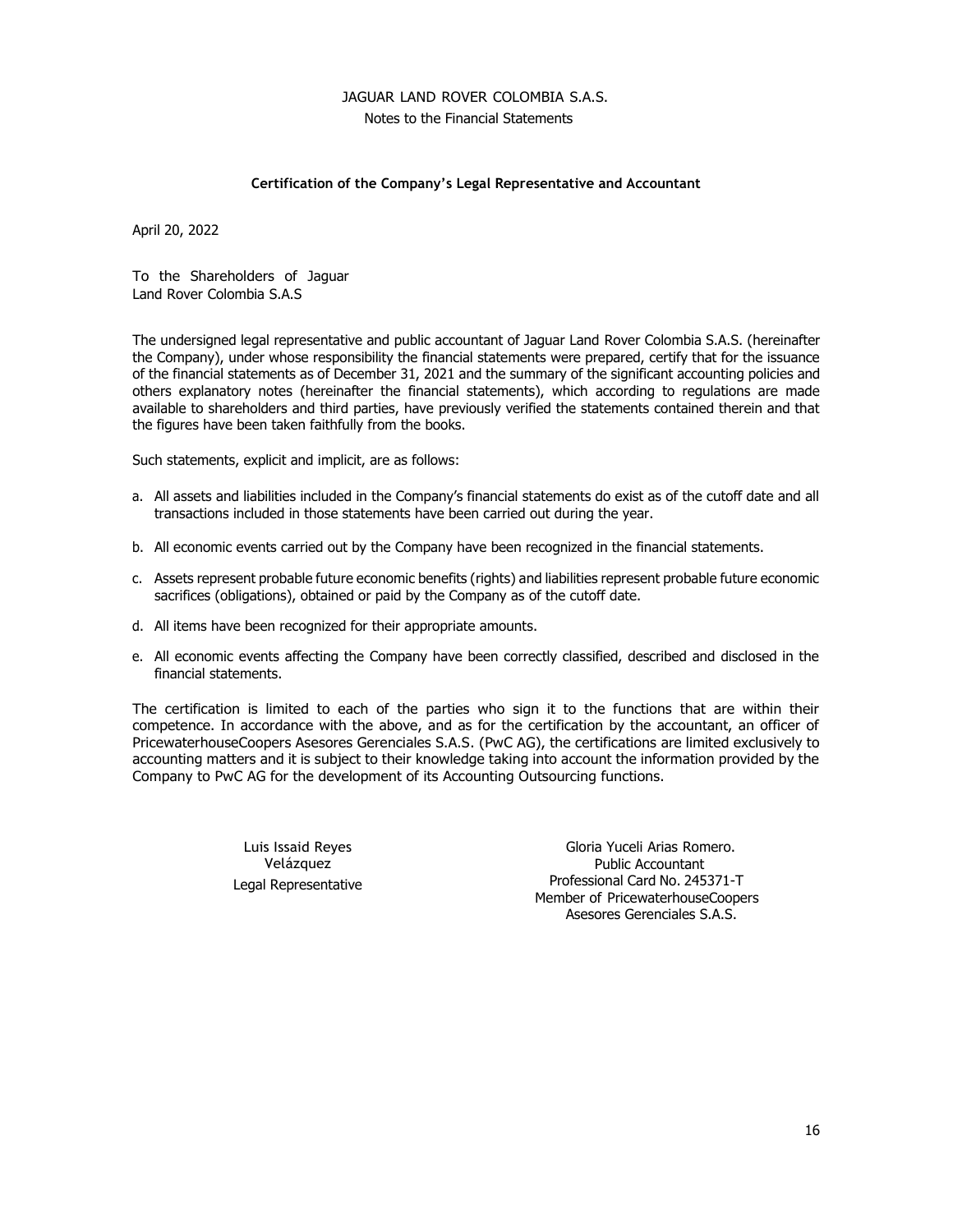JAGUAR LAND ROVER COLOMBIA S.A.S.

Notes to the Financial Statements

**Certification of the Company's Legal Representative and Accountant**

April 20, 2022

To the Shareholders of Jaguar Land Rover Colombia S.A.S

The undersigned legal representative and public accountant of Jaguar Land Rover Colombia S.A.S. (hereinafter the Company), under whose responsibility the financial statements were prepared, certify that for the issuance of the financial statements as of December 31, 2021 and the summary of the significant accounting policies and others explanatory notes (hereinafter the financial statements), which according to regulations are made available to shareholders and third parties, have previously verified the statements contained therein and that the figures have been taken faithfully from the books.

Such statements, explicit and implicit, are as follows:

a. All assets and liabilities included in the Company's financial statements do exist as of the cutoff date and all transactions included in those statements have been carried out during the year.

b. All economic events carried out by the Company have been recognized in the financial statements.

c. Assets represent probable future economic benefits (rights) and liabilities represent probable future economic sacrifices (obligations), obtained or paid by the Company as of the cutoff date.

d. All items have been recognized for their appropriate amounts.

e. All economic events affecting the Company have been correctly classified, described and disclosed in the financial statements.

The certification is limited to each of the parties who sign it to the functions that are within their competence. In accordance with the above, and as for the certification by the accountant, an officer of PricewaterhouseCoopers Asesores Gerenciales S.A.S. (PwC AG), the certifications are limited exclusively to accounting matters and it is subject to their knowledge taking into account the information provided by the Company to PwC AG for the development of its Accounting Outsourcing functions.

Luis Issaid Reyes Velázquez
Legal Representative

Gloria Yuceli Arias Romero.
Public Accountant
Professional Card No. 245371-T
Member of PricewaterhouseCoopers Asesores Gerenciales S.A.S.